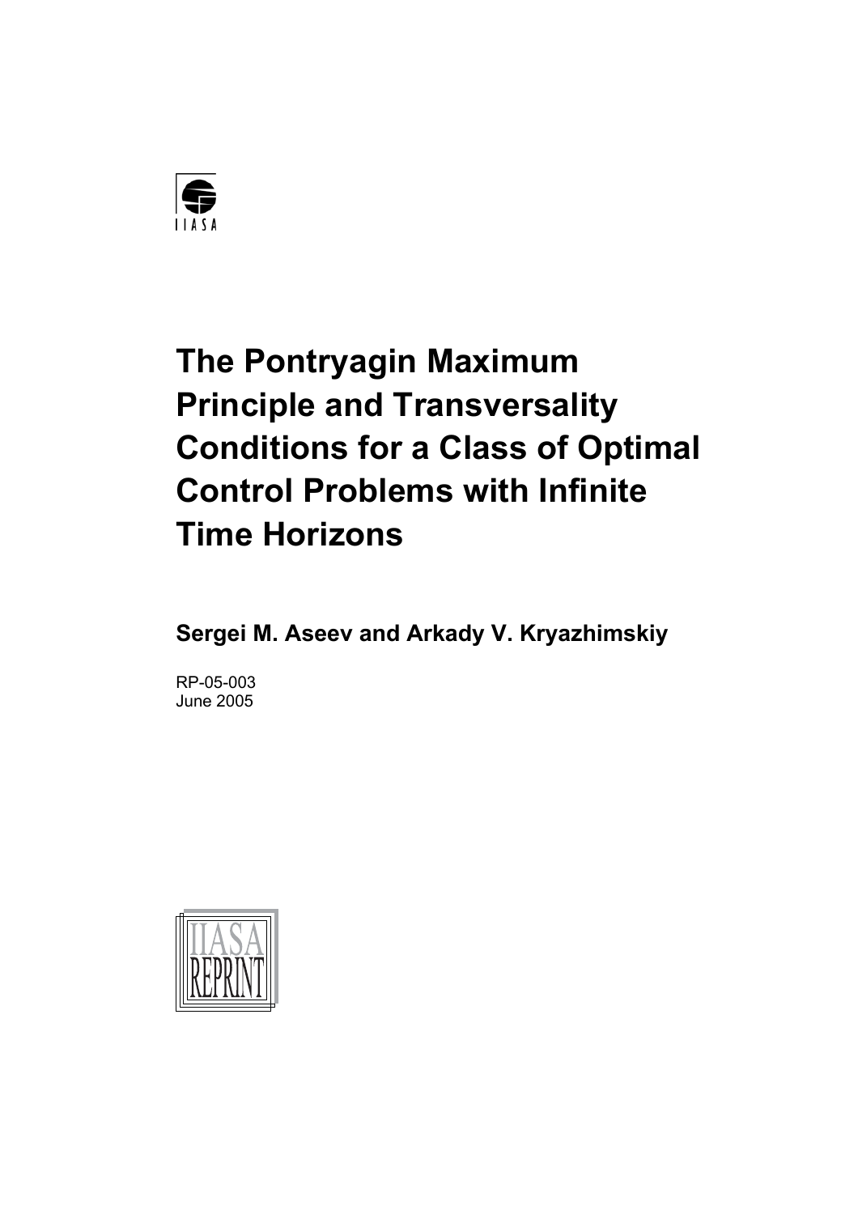IIASA

# The Pontryagin Maximum Principle and Transversality Conditions for a Class of Optimal Control Problems with Infinite Time Horizons

**Sergei M. Aseev and Arkady V. Kryazhimskiy**

RP-05-003
June 2005

IIASA REPRINT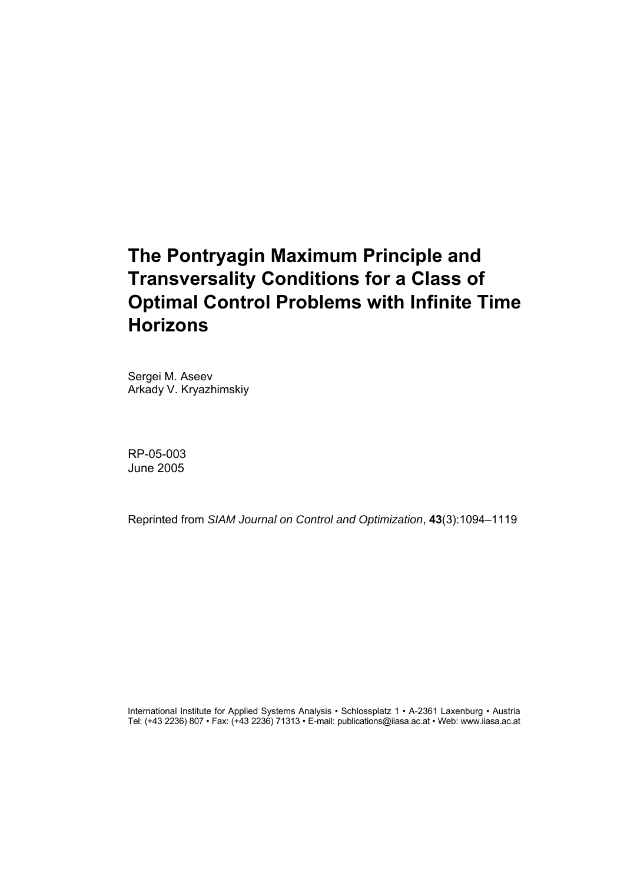# The Pontryagin Maximum Principle and Transversality Conditions for a Class of Optimal Control Problems with Infinite Time Horizons

Sergei M. Aseev
Arkady V. Kryazhimskiy

RP-05-003
June 2005

Reprinted from *SIAM Journal on Control and Optimization*, **43**(3):1094–1119

International Institute for Applied Systems Analysis • Schlossplatz 1 • A-2361 Laxenburg • Austria
Tel: (+43 2236) 807 • Fax: (+43 2236) 71313 • E-mail: publications@iiasa.ac.at • Web: www.iiasa.ac.at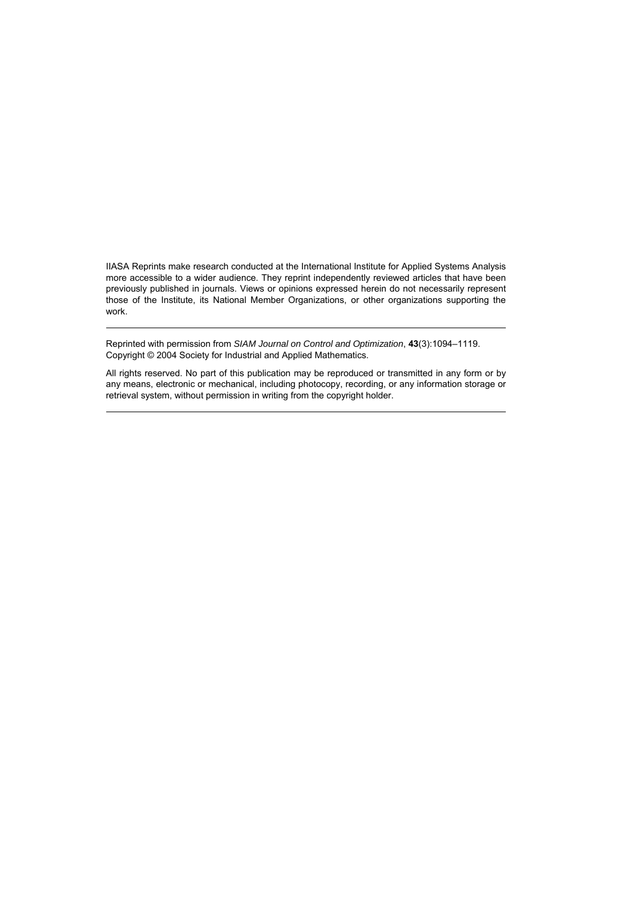IIASA Reprints make research conducted at the International Institute for Applied Systems Analysis more accessible to a wider audience. They reprint independently reviewed articles that have been previously published in journals. Views or opinions expressed herein do not necessarily represent those of the Institute, its National Member Organizations, or other organizations supporting the work.

---

Reprinted with permission from *SIAM Journal on Control and Optimization*, **43**(3):1094–1119. Copyright © 2004 Society for Industrial and Applied Mathematics.

All rights reserved. No part of this publication may be reproduced or transmitted in any form or by any means, electronic or mechanical, including photocopy, recording, or any information storage or retrieval system, without permission in writing from the copyright holder.

---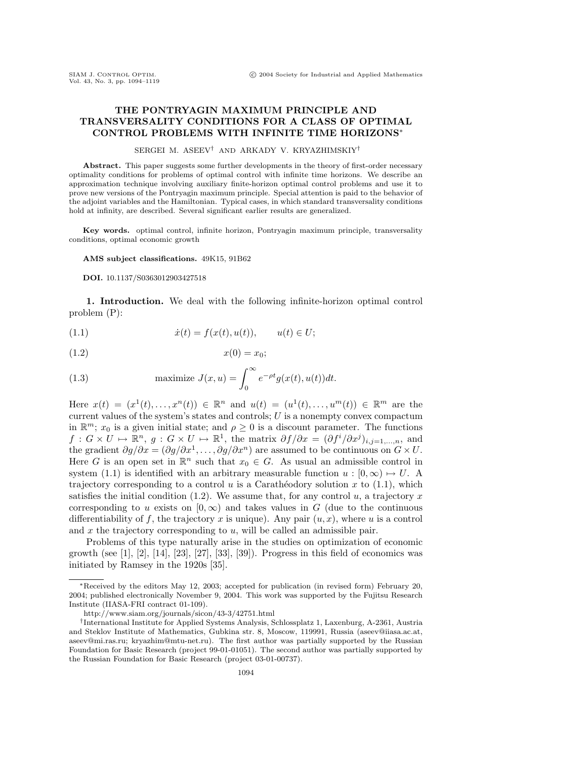# THE PONTRYAGIN MAXIMUM PRINCIPLE AND TRANSVERSALITY CONDITIONS FOR A CLASS OF OPTIMAL CONTROL PROBLEMS WITH INFINITE TIME HORIZONS*

SERGEI M. ASEEV[†] AND ARKADY V. KRYAZHIMSKIY[†]

**Abstract.** This paper suggests some further developments in the theory of first-order necessary optimality conditions for problems of optimal control with infinite time horizons. We describe an approximation technique involving auxiliary finite-horizon optimal control problems and use it to prove new versions of the Pontryagin maximum principle. Special attention is paid to the behavior of the adjoint variables and the Hamiltonian. Typical cases, in which standard transversality conditions hold at infinity, are described. Several significant earlier results are generalized.

**Key words.** optimal control, infinite horizon, Pontryagin maximum principle, transversality conditions, optimal economic growth

**AMS subject classifications.** 49K15, 91B62

**DOI.** 10.1137/S0363012903427518

## 1. Introduction.

We deal with the following infinite-horizon optimal control problem (P):

$$\dot{x}(t) = f(x(t), u(t)), \qquad u(t) \in U; \tag{1.1}$$

$$x(0) = x_0; \tag{1.2}$$

$$\text{maximize } J(x, u) = \int_0^\infty e^{-\rho t} g(x(t), u(t))dt. \tag{1.3}$$

Here $x(t) = (x^1(t), \ldots, x^n(t)) \in \mathbb{R}^n$ and $u(t) = (u^1(t), \ldots, u^m(t)) \in \mathbb{R}^m$ are the current values of the system's states and controls; $U$ is a nonempty convex compactum in $\mathbb{R}^m$; $x_0$ is a given initial state; and $\rho \geq 0$ is a discount parameter. The functions $f : G \times U \mapsto \mathbb{R}^n$, $g : G \times U \mapsto \mathbb{R}^1$, the matrix $\partial f/\partial x = (\partial f^i/\partial x^j)_{i,j=1,\ldots,n}$, and the gradient $\partial g/\partial x = (\partial g/\partial x^1, \ldots, \partial g/\partial x^n)$ are assumed to be continuous on $G \times U$. Here $G$ is an open set in $\mathbb{R}^n$ such that $x_0 \in G$. As usual an admissible control in system (1.1) is identified with an arbitrary measurable function $u : [0, \infty) \mapsto U$. A trajectory corresponding to a control $u$ is a Carathéodory solution $x$ to (1.1), which satisfies the initial condition (1.2). We assume that, for any control $u$, a trajectory $x$ corresponding to $u$ exists on $[0, \infty)$ and takes values in $G$ (due to the continuous differentiability of $f$, the trajectory $x$ is unique). Any pair $(u, x)$, where $u$ is a control and $x$ the trajectory corresponding to $u$, will be called an admissible pair.

Problems of this type naturally arise in the studies on optimization of economic growth (see [1], [2], [14], [23], [27], [33], [39]). Progress in this field of economics was initiated by Ramsey in the 1920s [35].

---

*Received by the editors May 12, 2003; accepted for publication (in revised form) February 20, 2004; published electronically November 9, 2004. This work was supported by the Fujitsu Research Institute (IIASA-FRI contract 01-109).

http://www.siam.org/journals/sicon/43-3/42751.html

†International Institute for Applied Systems Analysis, Schlossplatz 1, Laxenburg, A-2361, Austria and Steklov Institute of Mathematics, Gubkina str. 8, Moscow, 119991, Russia (aseev@iiasa.ac.at, aseev@mi.ras.ru; kryazhim@mtu-net.ru). The first author was partially supported by the Russian Foundation for Basic Research (project 99-01-01051). The second author was partially supported by the Russian Foundation for Basic Research (project 03-01-00737).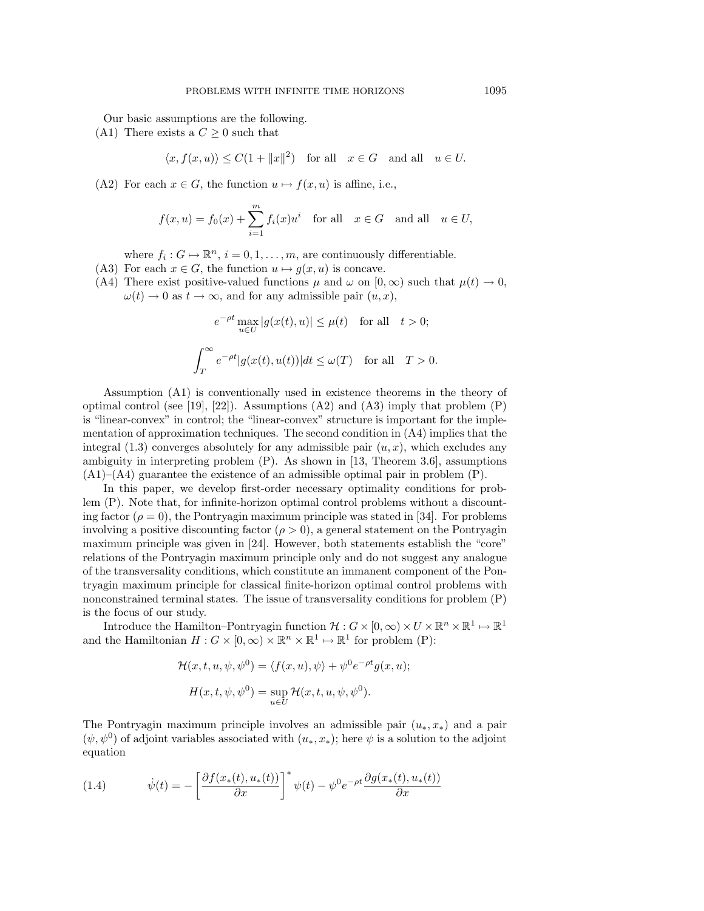Our basic assumptions are the following.

(A1) There exists a $C \geq 0$ such that

$$\langle x, f(x,u)\rangle \leq C(1 + \|x\|^2) \quad \text{for all} \quad x \in G \quad \text{and all} \quad u \in U.$$

(A2) For each $x \in G$, the function $u \mapsto f(x,u)$ is affine, i.e.,

$$f(x,u) = f_0(x) + \sum_{i=1}^{m} f_i(x)u^i \quad \text{for all} \quad x \in G \quad \text{and all} \quad u \in U,$$

where $f_i : G \mapsto \mathbb{R}^n$, $i = 0, 1, \ldots, m$, are continuously differentiable.

(A3) For each $x \in G$, the function $u \mapsto g(x,u)$ is concave.

(A4) There exist positive-valued functions $\mu$ and $\omega$ on $[0, \infty)$ such that $\mu(t) \to 0$, $\omega(t) \to 0$ as $t \to \infty$, and for any admissible pair $(u, x)$,

$$e^{-\rho t} \max_{u \in U} |g(x(t), u)| \leq \mu(t) \quad \text{for all} \quad t > 0;$$

$$\int_T^\infty e^{-\rho t} |g(x(t), u(t))| dt \leq \omega(T) \quad \text{for all} \quad T > 0.$$

Assumption (A1) is conventionally used in existence theorems in the theory of optimal control (see [19], [22]). Assumptions (A2) and (A3) imply that problem (P) is "linear-convex" in control; the "linear-convex" structure is important for the implementation of approximation techniques. The second condition in (A4) implies that the integral (1.3) converges absolutely for any admissible pair $(u, x)$, which excludes any ambiguity in interpreting problem (P). As shown in [13, Theorem 3.6], assumptions (A1)–(A4) guarantee the existence of an admissible optimal pair in problem (P).

In this paper, we develop first-order necessary optimality conditions for problem (P). Note that, for infinite-horizon optimal control problems without a discounting factor ($\rho = 0$), the Pontryagin maximum principle was stated in [34]. For problems involving a positive discounting factor ($\rho > 0$), a general statement on the Pontryagin maximum principle was given in [24]. However, both statements establish the "core" relations of the Pontryagin maximum principle only and do not suggest any analogue of the transversality conditions, which constitute an immanent component of the Pontryagin maximum principle for classical finite-horizon optimal control problems with nonconstrained terminal states. The issue of transversality conditions for problem (P) is the focus of our study.

Introduce the Hamilton–Pontryagin function $\mathcal{H} : G \times [0, \infty) \times U \times \mathbb{R}^n \times \mathbb{R}^1 \mapsto \mathbb{R}^1$ and the Hamiltonian $H : G \times [0, \infty) \times \mathbb{R}^n \times \mathbb{R}^1 \mapsto \mathbb{R}^1$ for problem (P):

$$\mathcal{H}(x, t, u, \psi, \psi^0) = \langle f(x,u), \psi \rangle + \psi^0 e^{-\rho t} g(x,u);$$

$$H(x, t, \psi, \psi^0) = \sup_{u \in U} \mathcal{H}(x, t, u, \psi, \psi^0).$$

The Pontryagin maximum principle involves an admissible pair $(u_*, x_*)$ and a pair $(\psi, \psi^0)$ of adjoint variables associated with $(u_*, x_*)$; here $\psi$ is a solution to the adjoint equation

$$\dot{\psi}(t) = -\left[\frac{\partial f(x_*(t), u_*(t))}{\partial x}\right]^* \psi(t) - \psi^0 e^{-\rho t} \frac{\partial g(x_*(t), u_*(t))}{\partial x} \tag{1.4}$$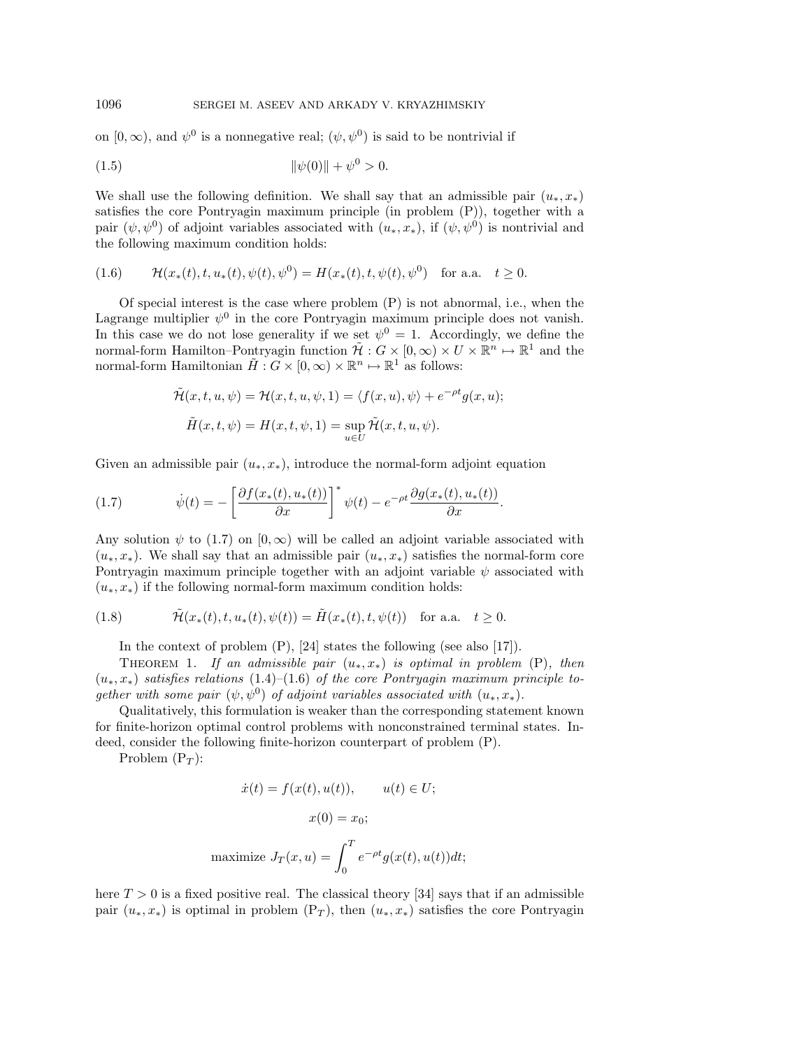on $[0, \infty)$, and $\psi^0$ is a nonnegative real; $(\psi, \psi^0)$ is said to be nontrivial if

$$\|\psi(0)\| + \psi^0 > 0. \tag{1.5}$$

We shall use the following definition. We shall say that an admissible pair $(u_*, x_*)$ satisfies the core Pontryagin maximum principle (in problem (P)), together with a pair $(\psi, \psi^0)$ of adjoint variables associated with $(u_*, x_*)$, if $(\psi, \psi^0)$ is nontrivial and the following maximum condition holds:

$$\mathcal{H}(x_*(t), t, u_*(t), \psi(t), \psi^0) = H(x_*(t), t, \psi(t), \psi^0) \quad \text{for a.a.} \quad t \geq 0. \tag{1.6}$$

Of special interest is the case where problem (P) is not abnormal, i.e., when the Lagrange multiplier $\psi^0$ in the core Pontryagin maximum principle does not vanish. In this case we do not lose generality if we set $\psi^0 = 1$. Accordingly, we define the normal-form Hamilton–Pontryagin function $\tilde{\mathcal{H}} : G \times [0, \infty) \times U \times \mathbb{R}^n \mapsto \mathbb{R}^1$ and the normal-form Hamiltonian $\tilde{H} : G \times [0, \infty) \times \mathbb{R}^n \mapsto \mathbb{R}^1$ as follows:

$$\tilde{\mathcal{H}}(x, t, u, \psi) = \mathcal{H}(x, t, u, \psi, 1) = \langle f(x, u), \psi \rangle + e^{-\rho t} g(x, u);$$

$$\tilde{H}(x, t, \psi) = H(x, t, \psi, 1) = \sup_{u \in U} \tilde{\mathcal{H}}(x, t, u, \psi).$$

Given an admissible pair $(u_*, x_*)$, introduce the normal-form adjoint equation

$$\dot{\psi}(t) = -\left[\frac{\partial f(x_*(t), u_*(t))}{\partial x}\right]^* \psi(t) - e^{-\rho t} \frac{\partial g(x_*(t), u_*(t))}{\partial x}. \tag{1.7}$$

Any solution $\psi$ to (1.7) on $[0, \infty)$ will be called an adjoint variable associated with $(u_*, x_*)$. We shall say that an admissible pair $(u_*, x_*)$ satisfies the normal-form core Pontryagin maximum principle together with an adjoint variable $\psi$ associated with $(u_*, x_*)$ if the following normal-form maximum condition holds:

$$\tilde{\mathcal{H}}(x_*(t), t, u_*(t), \psi(t)) = \tilde{H}(x_*(t), t, \psi(t)) \quad \text{for a.a.} \quad t \geq 0. \tag{1.8}$$

In the context of problem (P), [24] states the following (see also [17]).

Theorem 1. *If an admissible pair $(u_*, x_*)$ is optimal in problem* (P)*, then $(u_*, x_*)$ satisfies relations* (1.4)–(1.6) *of the core Pontryagin maximum principle together with some pair $(\psi, \psi^0)$ of adjoint variables associated with $(u_*, x_*)$.*

Qualitatively, this formulation is weaker than the corresponding statement known for finite-horizon optimal control problems with nonconstrained terminal states. Indeed, consider the following finite-horizon counterpart of problem (P).

Problem ($\text{P}_T$):

$$\dot{x}(t) = f(x(t), u(t)), \qquad u(t) \in U;$$

$$x(0) = x_0;$$

$$\text{maximize } J_T(x, u) = \int_0^T e^{-\rho t} g(x(t), u(t)) dt;$$

here $T > 0$ is a fixed positive real. The classical theory [34] says that if an admissible pair $(u_*, x_*)$ is optimal in problem ($\text{P}_T$), then $(u_*, x_*)$ satisfies the core Pontryagin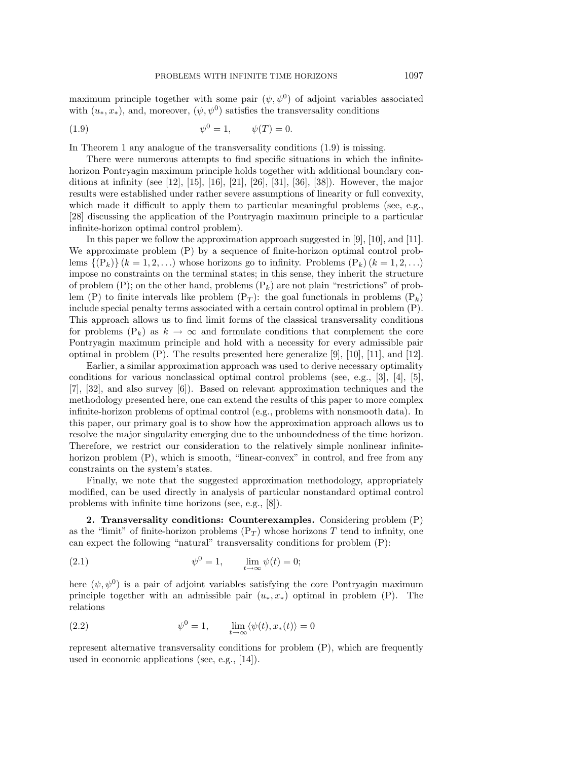maximum principle together with some pair $(\psi, \psi^0)$ of adjoint variables associated with $(u_*, x_*)$, and, moreover, $(\psi, \psi^0)$ satisfies the transversality conditions

$$\psi^0 = 1, \qquad \psi(T) = 0. \tag{1.9}$$

In Theorem 1 any analogue of the transversality conditions (1.9) is missing.

There were numerous attempts to find specific situations in which the infinite-horizon Pontryagin maximum principle holds together with additional boundary conditions at infinity (see [12], [15], [16], [21], [26], [31], [36], [38]). However, the major results were established under rather severe assumptions of linearity or full convexity, which made it difficult to apply them to particular meaningful problems (see, e.g., [28] discussing the application of the Pontryagin maximum principle to a particular infinite-horizon optimal control problem).

In this paper we follow the approximation approach suggested in [9], [10], and [11]. We approximate problem (P) by a sequence of finite-horizon optimal control problems $\{(\mathrm{P}_k)\}$ $(k = 1, 2, \ldots)$ whose horizons go to infinity. Problems $(\mathrm{P}_k)$ $(k = 1, 2, \ldots)$ impose no constraints on the terminal states; in this sense, they inherit the structure of problem (P); on the other hand, problems $(\mathrm{P}_k)$ are not plain "restrictions" of problem (P) to finite intervals like problem $(\mathrm{P}_T)$: the goal functionals in problems $(\mathrm{P}_k)$ include special penalty terms associated with a certain control optimal in problem (P). This approach allows us to find limit forms of the classical transversality conditions for problems $(\mathrm{P}_k)$ as $k \to \infty$ and formulate conditions that complement the core Pontryagin maximum principle and hold with a necessity for every admissible pair optimal in problem (P). The results presented here generalize [9], [10], [11], and [12].

Earlier, a similar approximation approach was used to derive necessary optimality conditions for various nonclassical optimal control problems (see, e.g., [3], [4], [5], [7], [32], and also survey [6]). Based on relevant approximation techniques and the methodology presented here, one can extend the results of this paper to more complex infinite-horizon problems of optimal control (e.g., problems with nonsmooth data). In this paper, our primary goal is to show how the approximation approach allows us to resolve the major singularity emerging due to the unboundedness of the time horizon. Therefore, we restrict our consideration to the relatively simple nonlinear infinite-horizon problem (P), which is smooth, "linear-convex" in control, and free from any constraints on the system's states.

Finally, we note that the suggested approximation methodology, appropriately modified, can be used directly in analysis of particular nonstandard optimal control problems with infinite time horizons (see, e.g., [8]).

**2. Transversality conditions: Counterexamples.** Considering problem (P) as the "limit" of finite-horizon problems $(\mathrm{P}_T)$ whose horizons $T$ tend to infinity, one can expect the following "natural" transversality conditions for problem (P):

$$\psi^0 = 1, \qquad \lim_{t \to \infty} \psi(t) = 0; \tag{2.1}$$

here $(\psi, \psi^0)$ is a pair of adjoint variables satisfying the core Pontryagin maximum principle together with an admissible pair $(u_*, x_*)$ optimal in problem (P). The relations

$$\psi^0 = 1, \qquad \lim_{t \to \infty} \langle \psi(t), x_*(t) \rangle = 0 \tag{2.2}$$

represent alternative transversality conditions for problem (P), which are frequently used in economic applications (see, e.g., [14]).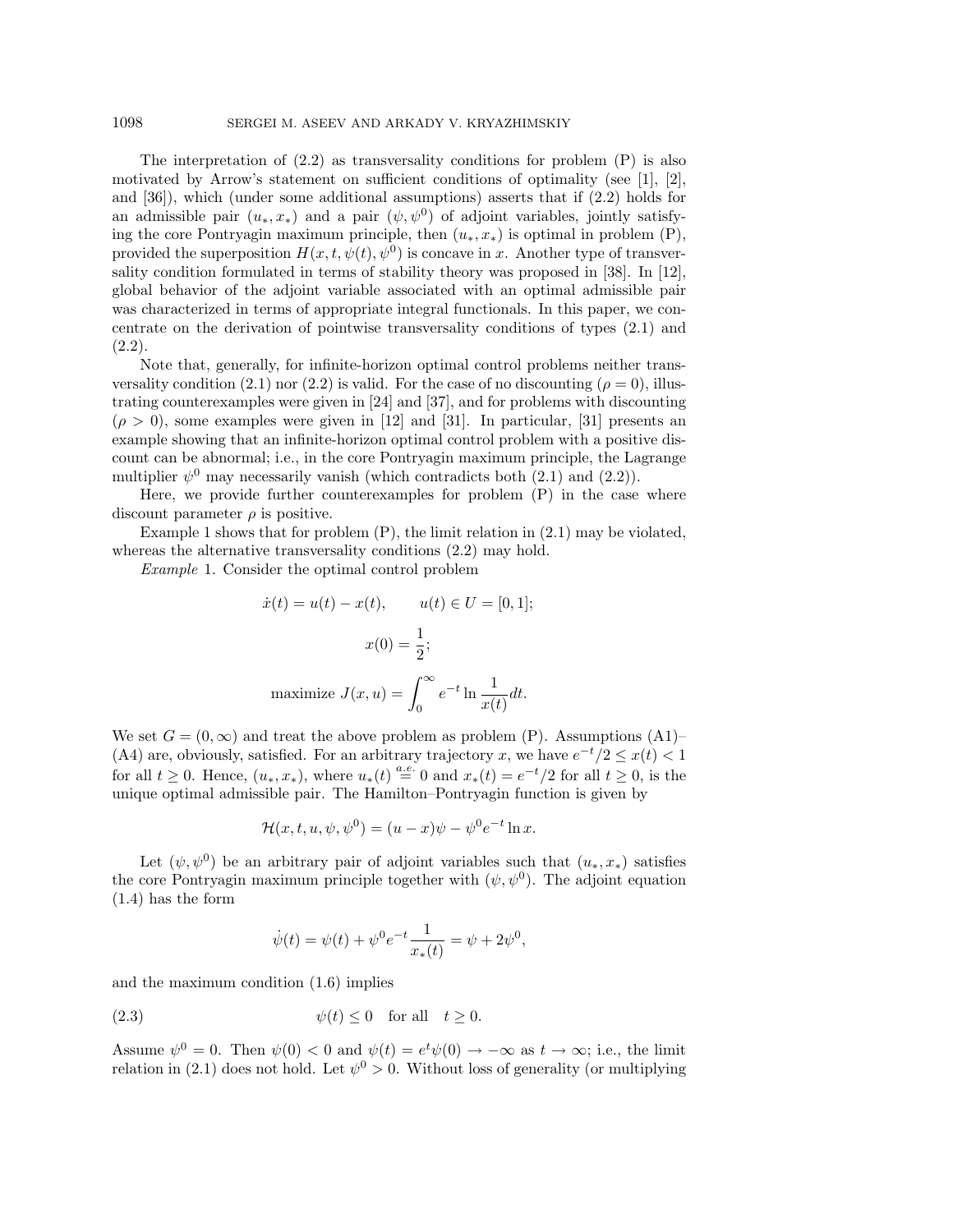The interpretation of (2.2) as transversality conditions for problem (P) is also motivated by Arrow's statement on sufficient conditions of optimality (see [1], [2], and [36]), which (under some additional assumptions) asserts that if (2.2) holds for an admissible pair $(u_*, x_*)$ and a pair $(\psi, \psi^0)$ of adjoint variables, jointly satisfying the core Pontryagin maximum principle, then $(u_*, x_*)$ is optimal in problem (P), provided the superposition $H(x, t, \psi(t), \psi^0)$ is concave in $x$. Another type of transversality condition formulated in terms of stability theory was proposed in [38]. In [12], global behavior of the adjoint variable associated with an optimal admissible pair was characterized in terms of appropriate integral functionals. In this paper, we concentrate on the derivation of pointwise transversality conditions of types (2.1) and (2.2).

Note that, generally, for infinite-horizon optimal control problems neither transversality condition (2.1) nor (2.2) is valid. For the case of no discounting ($\rho = 0$), illustrating counterexamples were given in [24] and [37], and for problems with discounting ($\rho > 0$), some examples were given in [12] and [31]. In particular, [31] presents an example showing that an infinite-horizon optimal control problem with a positive discount can be abnormal; i.e., in the core Pontryagin maximum principle, the Lagrange multiplier $\psi^0$ may necessarily vanish (which contradicts both (2.1) and (2.2)).

Here, we provide further counterexamples for problem (P) in the case where discount parameter $\rho$ is positive.

Example 1 shows that for problem (P), the limit relation in (2.1) may be violated, whereas the alternative transversality conditions (2.2) may hold.

*Example* 1. Consider the optimal control problem

$$\dot{x}(t) = u(t) - x(t), \qquad u(t) \in U = [0, 1];$$

$$x(0) = \frac{1}{2};$$

$$\text{maximize } J(x, u) = \int_0^\infty e^{-t} \ln \frac{1}{x(t)} dt.$$

We set $G = (0, \infty)$ and treat the above problem as problem (P). Assumptions (A1)–(A4) are, obviously, satisfied. For an arbitrary trajectory $x$, we have $e^{-t}/2 \le x(t) < 1$ for all $t \ge 0$. Hence, $(u_*, x_*)$, where $u_*(t) \stackrel{a.e.}{=} 0$ and $x_*(t) = e^{-t}/2$ for all $t \ge 0$, is the unique optimal admissible pair. The Hamilton–Pontryagin function is given by

$$\mathcal{H}(x, t, u, \psi, \psi^0) = (u - x)\psi - \psi^0 e^{-t} \ln x.$$

Let $(\psi, \psi^0)$ be an arbitrary pair of adjoint variables such that $(u_*, x_*)$ satisfies the core Pontryagin maximum principle together with $(\psi, \psi^0)$. The adjoint equation (1.4) has the form

$$\dot{\psi}(t) = \psi(t) + \psi^0 e^{-t} \frac{1}{x_*(t)} = \psi + 2\psi^0,$$

and the maximum condition (1.6) implies

$$\psi(t) \le 0 \quad \text{for all} \quad t \ge 0. \tag{2.3}$$

Assume $\psi^0 = 0$. Then $\psi(0) < 0$ and $\psi(t) = e^t \psi(0) \to -\infty$ as $t \to \infty$; i.e., the limit relation in (2.1) does not hold. Let $\psi^0 > 0$. Without loss of generality (or multiplying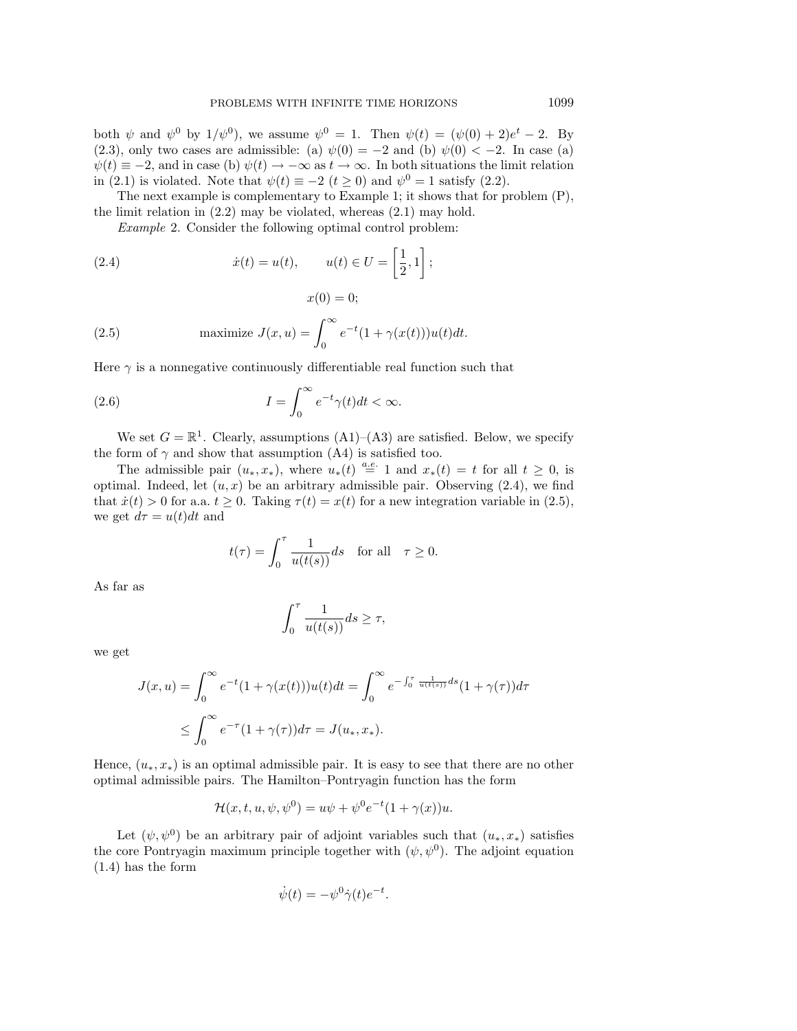both $\psi$ and $\psi^0$ by $1/\psi^0$), we assume $\psi^0 = 1$. Then $\psi(t) = (\psi(0) + 2)e^t - 2$. By (2.3), only two cases are admissible: (a) $\psi(0) = -2$ and (b) $\psi(0) < -2$. In case (a) $\psi(t) \equiv -2$, and in case (b) $\psi(t) \to -\infty$ as $t \to \infty$. In both situations the limit relation in (2.1) is violated. Note that $\psi(t) \equiv -2$ $(t \geq 0)$ and $\psi^0 = 1$ satisfy (2.2).

The next example is complementary to Example 1; it shows that for problem (P), the limit relation in (2.2) may be violated, whereas (2.1) may hold.

*Example* 2. Consider the following optimal control problem:

$$\dot{x}(t) = u(t), \qquad u(t) \in U = \left[\frac{1}{2}, 1\right]; \tag{2.4}$$

$$x(0) = 0;$$

$$\text{maximize } J(x, u) = \int_0^\infty e^{-t}(1 + \gamma(x(t)))u(t)dt. \tag{2.5}$$

Here $\gamma$ is a nonnegative continuously differentiable real function such that

$$I = \int_0^\infty e^{-t}\gamma(t)dt < \infty. \tag{2.6}$$

We set $G = \mathbb{R}^1$. Clearly, assumptions (A1)–(A3) are satisfied. Below, we specify the form of $\gamma$ and show that assumption (A4) is satisfied too.

The admissible pair $(u_*, x_*)$, where $u_*(t) \stackrel{a.e.}{=} 1$ and $x_*(t) = t$ for all $t \geq 0$, is optimal. Indeed, let $(u, x)$ be an arbitrary admissible pair. Observing (2.4), we find that $\dot{x}(t) > 0$ for a.a. $t \geq 0$. Taking $\tau(t) = x(t)$ for a new integration variable in (2.5), we get $d\tau = u(t)dt$ and

$$t(\tau) = \int_0^\tau \frac{1}{u(t(s))}ds \quad \text{for all} \quad \tau \geq 0.$$

As far as

$$\int_0^\tau \frac{1}{u(t(s))}ds \geq \tau,$$

we get

$$J(x, u) = \int_0^\infty e^{-t}(1 + \gamma(x(t)))u(t)dt = \int_0^\infty e^{-\int_0^\tau \frac{1}{u(t(s))}ds}(1 + \gamma(\tau))d\tau$$

$$\leq \int_0^\infty e^{-\tau}(1 + \gamma(\tau))d\tau = J(u_*, x_*).$$

Hence, $(u_*, x_*)$ is an optimal admissible pair. It is easy to see that there are no other optimal admissible pairs. The Hamilton–Pontryagin function has the form

$$\mathcal{H}(x, t, u, \psi, \psi^0) = u\psi + \psi^0 e^{-t}(1 + \gamma(x))u.$$

Let $(\psi, \psi^0)$ be an arbitrary pair of adjoint variables such that $(u_*, x_*)$ satisfies the core Pontryagin maximum principle together with $(\psi, \psi^0)$. The adjoint equation (1.4) has the form

$$\dot{\psi}(t) = -\psi^0\dot{\gamma}(t)e^{-t}.$$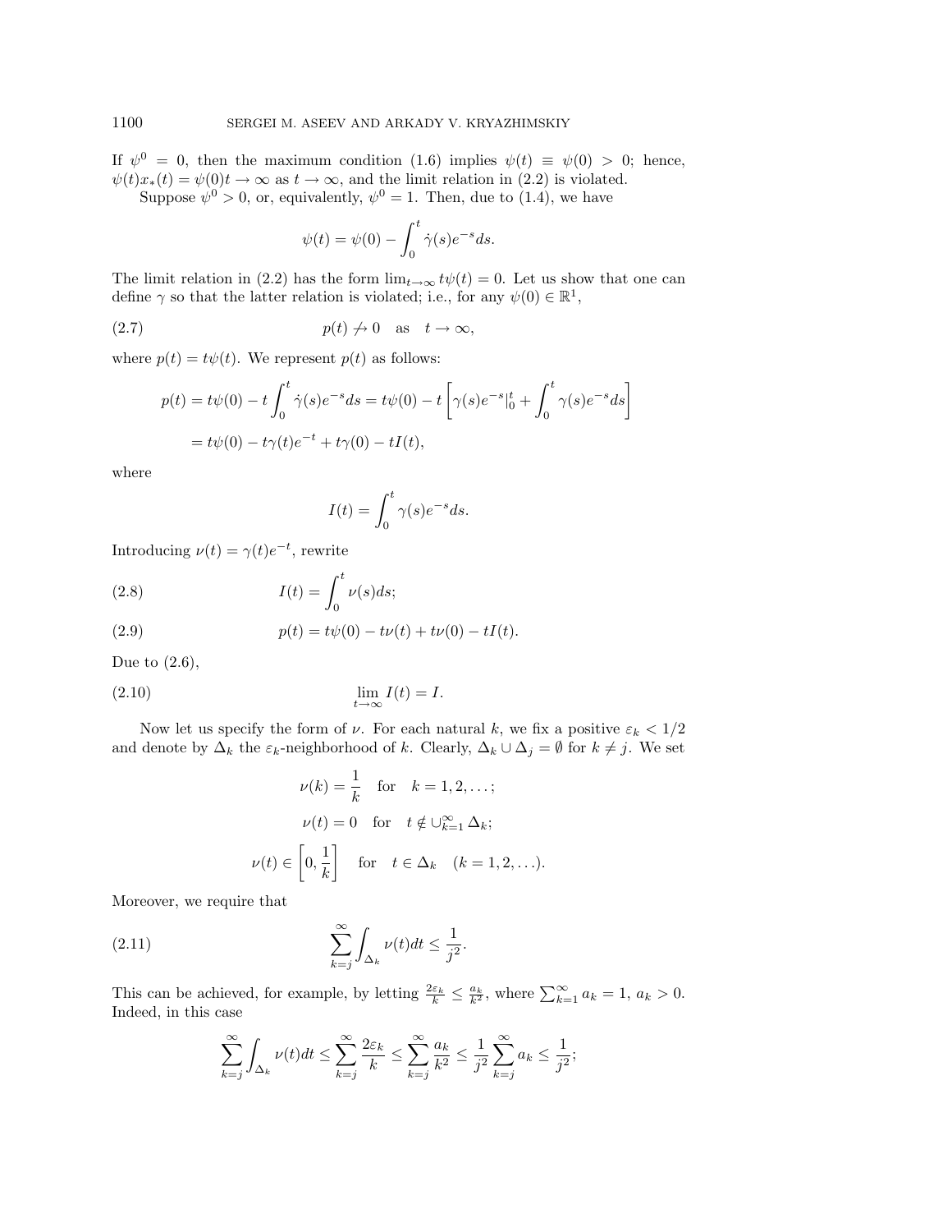If $\psi^0 = 0$, then the maximum condition (1.6) implies $\psi(t) \equiv \psi(0) > 0$; hence, $\psi(t)x_*(t) = \psi(0)t \to \infty$ as $t \to \infty$, and the limit relation in (2.2) is violated.

Suppose $\psi^0 > 0$, or, equivalently, $\psi^0 = 1$. Then, due to (1.4), we have

$$\psi(t) = \psi(0) - \int_0^t \dot{\gamma}(s)e^{-s}ds.$$

The limit relation in (2.2) has the form $\lim_{t\to\infty} t\psi(t) = 0$. Let us show that one can define $\gamma$ so that the latter relation is violated; i.e., for any $\psi(0) \in \mathbb{R}^1$,

$$p(t) \not\to 0 \quad \text{as} \quad t \to \infty, \tag{2.7}$$

where $p(t) = t\psi(t)$. We represent $p(t)$ as follows:

$$\begin{aligned} p(t) &= t\psi(0) - t\int_0^t \dot{\gamma}(s)e^{-s}ds = t\psi(0) - t\left[\gamma(s)e^{-s}|_0^t + \int_0^t \gamma(s)e^{-s}ds\right] \\ &= t\psi(0) - t\gamma(t)e^{-t} + t\gamma(0) - tI(t), \end{aligned}$$

where

$$I(t) = \int_0^t \gamma(s)e^{-s}ds.$$

Introducing $\nu(t) = \gamma(t)e^{-t}$, rewrite

$$I(t) = \int_0^t \nu(s)ds; \tag{2.8}$$

$$p(t) = t\psi(0) - t\nu(t) + t\nu(0) - tI(t). \tag{2.9}$$

Due to (2.6),

$$\lim_{t\to\infty} I(t) = I. \tag{2.10}$$

Now let us specify the form of $\nu$. For each natural $k$, we fix a positive $\varepsilon_k < 1/2$ and denote by $\Delta_k$ the $\varepsilon_k$-neighborhood of $k$. Clearly, $\Delta_k \cup \Delta_j = \emptyset$ for $k \neq j$. We set

$$\nu(k) = \frac{1}{k} \quad \text{for} \quad k = 1, 2, \ldots;$$

$$\nu(t) = 0 \quad \text{for} \quad t \notin \cup_{k=1}^{\infty} \Delta_k;$$

$$\nu(t) \in \left[0, \frac{1}{k}\right] \quad \text{for} \quad t \in \Delta_k \quad (k = 1, 2, \ldots).$$

Moreover, we require that

$$\sum_{k=j}^{\infty} \int_{\Delta_k} \nu(t)dt \leq \frac{1}{j^2}. \tag{2.11}$$

This can be achieved, for example, by letting $\frac{2\varepsilon_k}{k} \leq \frac{a_k}{k^2}$, where $\sum_{k=1}^{\infty} a_k = 1$, $a_k > 0$. Indeed, in this case

$$\sum_{k=j}^{\infty} \int_{\Delta_k} \nu(t)dt \leq \sum_{k=j}^{\infty} \frac{2\varepsilon_k}{k} \leq \sum_{k=j}^{\infty} \frac{a_k}{k^2} \leq \frac{1}{j^2} \sum_{k=j}^{\infty} a_k \leq \frac{1}{j^2};$$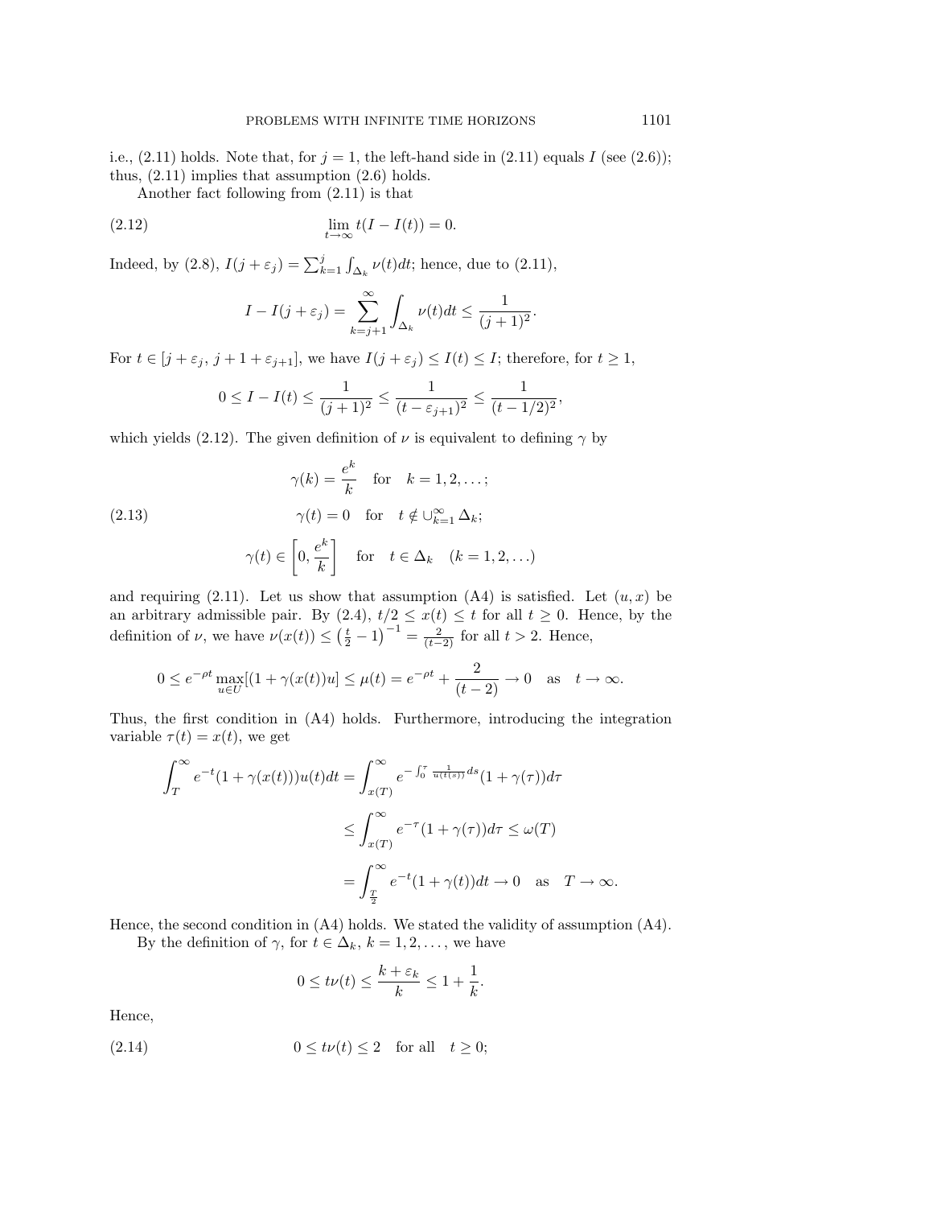i.e., (2.11) holds. Note that, for $j = 1$, the left-hand side in (2.11) equals $I$ (see (2.6)); thus, (2.11) implies that assumption (2.6) holds.

Another fact following from (2.11) is that

$$\lim_{t\to\infty} t(I - I(t)) = 0. \tag{2.12}$$

Indeed, by (2.8), $I(j+\varepsilon_j) = \sum_{k=1}^{j} \int_{\Delta_k} \nu(t)dt$; hence, due to (2.11),

$$I - I(j+\varepsilon_j) = \sum_{k=j+1}^{\infty} \int_{\Delta_k} \nu(t)dt \le \frac{1}{(j+1)^2}.$$

For $t \in [j+\varepsilon_j,\, j+1+\varepsilon_{j+1}]$, we have $I(j+\varepsilon_j) \le I(t) \le I$; therefore, for $t \ge 1$,

$$0 \le I - I(t) \le \frac{1}{(j+1)^2} \le \frac{1}{(t-\varepsilon_{j+1})^2} \le \frac{1}{(t-1/2)^2},$$

which yields (2.12). The given definition of $\nu$ is equivalent to defining $\gamma$ by

$$\begin{aligned} &\gamma(k) = \frac{e^k}{k} \quad \text{for} \quad k = 1, 2, \ldots; \\ &\gamma(t) = 0 \quad \text{for} \quad t \notin \cup_{k=1}^{\infty} \Delta_k; \\ &\gamma(t) \in \left[0, \frac{e^k}{k}\right] \quad \text{for} \quad t \in \Delta_k \quad (k = 1, 2, \ldots) \end{aligned} \tag{2.13}$$

and requiring (2.11). Let us show that assumption (A4) is satisfied. Let $(u, x)$ be an arbitrary admissible pair. By (2.4), $t/2 \le x(t) \le t$ for all $t \ge 0$. Hence, by the definition of $\nu$, we have $\nu(x(t)) \le \left(\frac{t}{2} - 1\right)^{-1} = \frac{2}{(t-2)}$ for all $t > 2$. Hence,

$$0 \le e^{-\rho t} \max_{u\in U}[(1 + \gamma(x(t))u] \le \mu(t) = e^{-\rho t} + \frac{2}{(t-2)} \to 0 \quad \text{as} \quad t \to \infty.$$

Thus, the first condition in (A4) holds. Furthermore, introducing the integration variable $\tau(t) = x(t)$, we get

$$\begin{aligned} \int_T^{\infty} e^{-t}(1 + \gamma(x(t)))u(t)dt &= \int_{x(T)}^{\infty} e^{-\int_0^{\tau} \frac{1}{u(t(s))}ds}(1 + \gamma(\tau))d\tau \\ &\le \int_{x(T)}^{\infty} e^{-\tau}(1 + \gamma(\tau))d\tau \le \omega(T) \\ &= \int_{\frac{T}{2}}^{\infty} e^{-t}(1 + \gamma(t))dt \to 0 \quad \text{as} \quad T \to \infty. \end{aligned}$$

Hence, the second condition in (A4) holds. We stated the validity of assumption (A4).

By the definition of $\gamma$, for $t \in \Delta_k$, $k = 1, 2, \ldots$, we have

$$0 \le t\nu(t) \le \frac{k + \varepsilon_k}{k} \le 1 + \frac{1}{k}.$$

Hence,

$$0 \le t\nu(t) \le 2 \quad \text{for all} \quad t \ge 0; \tag{2.14}$$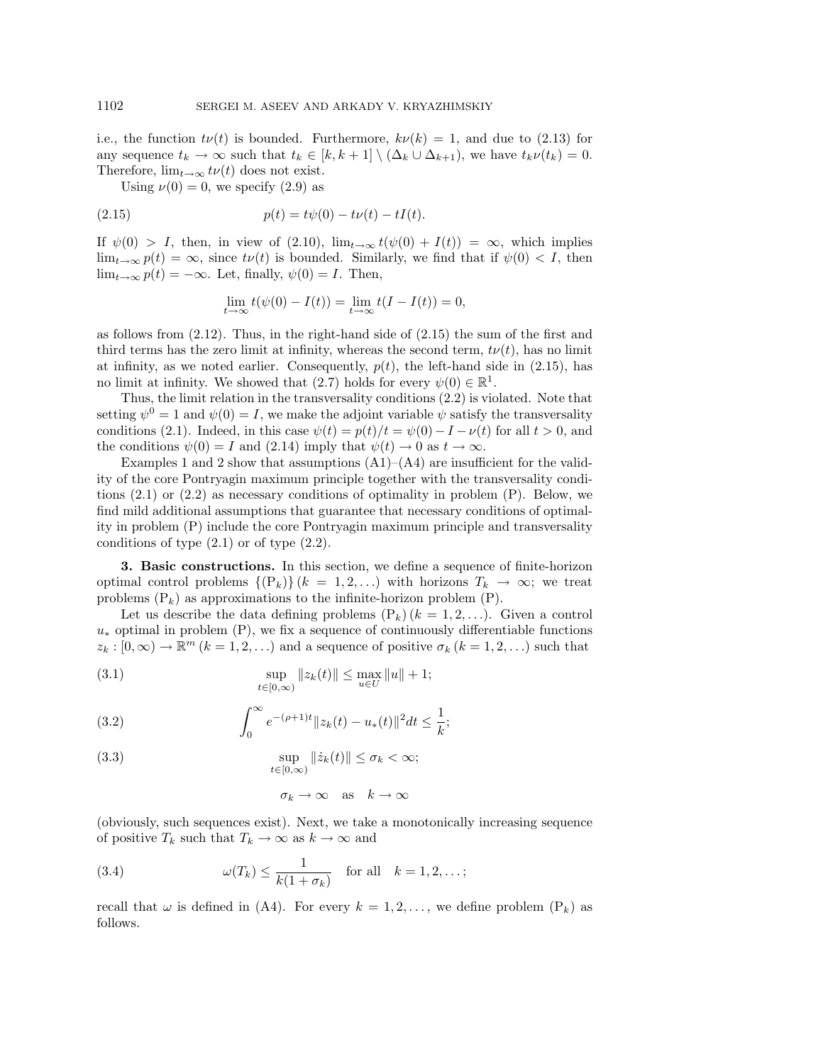i.e., the function $t\nu(t)$ is bounded. Furthermore, $k\nu(k) = 1$, and due to (2.13) for any sequence $t_k \to \infty$ such that $t_k \in [k, k+1] \setminus (\Delta_k \cup \Delta_{k+1})$, we have $t_k \nu(t_k) = 0$. Therefore, $\lim_{t\to\infty} t\nu(t)$ does not exist.

Using $\nu(0) = 0$, we specify (2.9) as

$$p(t) = t\psi(0) - t\nu(t) - tI(t). \tag{2.15}$$

If $\psi(0) > I$, then, in view of (2.10), $\lim_{t\to\infty} t(\psi(0) + I(t)) = \infty$, which implies $\lim_{t\to\infty} p(t) = \infty$, since $t\nu(t)$ is bounded. Similarly, we find that if $\psi(0) < I$, then $\lim_{t\to\infty} p(t) = -\infty$. Let, finally, $\psi(0) = I$. Then,

$$\lim_{t\to\infty} t(\psi(0) - I(t)) = \lim_{t\to\infty} t(I - I(t)) = 0,$$

as follows from (2.12). Thus, in the right-hand side of (2.15) the sum of the first and third terms has the zero limit at infinity, whereas the second term, $t\nu(t)$, has no limit at infinity, as we noted earlier. Consequently, $p(t)$, the left-hand side in (2.15), has no limit at infinity. We showed that (2.7) holds for every $\psi(0) \in \mathbb{R}^1$.

Thus, the limit relation in the transversality conditions (2.2) is violated. Note that setting $\psi^0 = 1$ and $\psi(0) = I$, we make the adjoint variable $\psi$ satisfy the transversality conditions (2.1). Indeed, in this case $\psi(t) = p(t)/t = \psi(0) - I - \nu(t)$ for all $t > 0$, and the conditions $\psi(0) = I$ and (2.14) imply that $\psi(t) \to 0$ as $t \to \infty$.

Examples 1 and 2 show that assumptions (A1)–(A4) are insufficient for the validity of the core Pontryagin maximum principle together with the transversality conditions (2.1) or (2.2) as necessary conditions of optimality in problem (P). Below, we find mild additional assumptions that guarantee that necessary conditions of optimality in problem (P) include the core Pontryagin maximum principle and transversality conditions of type (2.1) or of type (2.2).

## 3. Basic constructions.

In this section, we define a sequence of finite-horizon optimal control problems $\{(\mathrm{P}_k)\}$ $(k = 1, 2, \ldots)$ with horizons $T_k \to \infty$; we treat problems $(\mathrm{P}_k)$ as approximations to the infinite-horizon problem (P).

Let us describe the data defining problems $(\mathrm{P}_k)$ $(k = 1, 2, \ldots)$. Given a control $u_*$ optimal in problem (P), we fix a sequence of continuously differentiable functions $z_k : [0, \infty) \to \mathbb{R}^m$ $(k = 1, 2, \ldots)$ and a sequence of positive $\sigma_k$ $(k = 1, 2, \ldots)$ such that

$$\sup_{t\in[0,\infty)} \|z_k(t)\| \le \max_{u\in U} \|u\| + 1; \tag{3.1}$$

$$\int_0^\infty e^{-(\rho+1)t} \|z_k(t) - u_*(t)\|^2 dt \le \frac{1}{k}; \tag{3.2}$$

$$\sup_{t\in[0,\infty)} \|\dot{z}_k(t)\| \le \sigma_k < \infty; \tag{3.3}$$

$$\sigma_k \to \infty \quad \text{as} \quad k \to \infty$$

(obviously, such sequences exist). Next, we take a monotonically increasing sequence of positive $T_k$ such that $T_k \to \infty$ as $k \to \infty$ and

$$\omega(T_k) \le \frac{1}{k(1 + \sigma_k)} \quad \text{for all} \quad k = 1, 2, \ldots; \tag{3.4}$$

recall that $\omega$ is defined in (A4). For every $k = 1, 2, \ldots$, we define problem $(\mathrm{P}_k)$ as follows.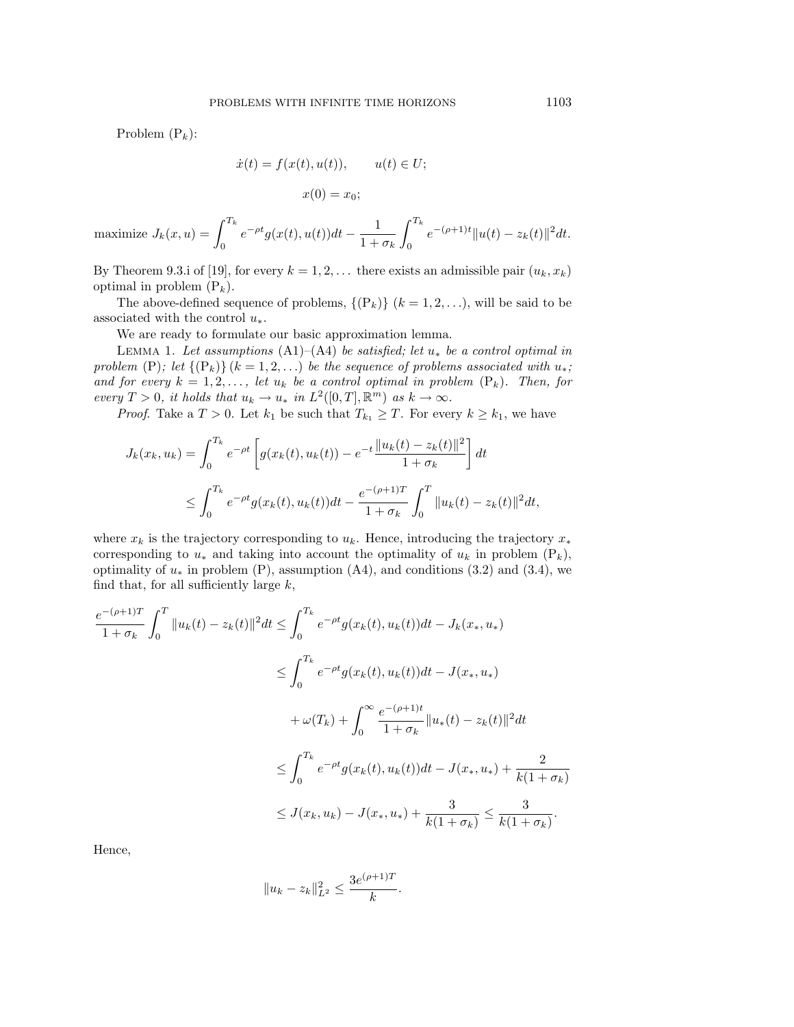Problem $(\mathrm{P}_k)$:

$$\dot{x}(t) = f(x(t), u(t)), \qquad u(t) \in U;$$

$$x(0) = x_0;$$

$$\text{maximize } J_k(x,u) = \int_0^{T_k} e^{-\rho t} g(x(t), u(t)) dt - \frac{1}{1+\sigma_k} \int_0^{T_k} e^{-(\rho+1)t} \|u(t) - z_k(t)\|^2 dt.$$

By Theorem 9.3.i of [19], for every $k = 1, 2, \ldots$ there exists an admissible pair $(u_k, x_k)$ optimal in problem $(\mathrm{P}_k)$.

The above-defined sequence of problems, $\{(\mathrm{P}_k)\}$ $(k = 1, 2, \ldots)$, will be said to be associated with the control $u_*$.

We are ready to formulate our basic approximation lemma.

Lemma 1. *Let assumptions* (A1)–(A4) *be satisfied; let $u_*$ be a control optimal in problem* (P)*; let $\{(\mathrm{P}_k)\}$ $(k = 1, 2, \ldots)$ be the sequence of problems associated with $u_*$; and for every $k = 1, 2, \ldots,$ let $u_k$ be a control optimal in problem $(\mathrm{P}_k)$. Then, for every $T > 0$, it holds that $u_k \to u_*$ in $L^2([0,T], \mathbb{R}^m)$ as $k \to \infty$.*

*Proof.* Take a $T > 0$. Let $k_1$ be such that $T_{k_1} \geq T$. For every $k \geq k_1$, we have

$$J_k(x_k, u_k) = \int_0^{T_k} e^{-\rho t} \left[ g(x_k(t), u_k(t)) - e^{-t} \frac{\|u_k(t) - z_k(t)\|^2}{1 + \sigma_k} \right] dt$$

$$\leq \int_0^{T_k} e^{-\rho t} g(x_k(t), u_k(t)) dt - \frac{e^{-(\rho+1)T}}{1+\sigma_k} \int_0^T \|u_k(t) - z_k(t)\|^2 dt,$$

where $x_k$ is the trajectory corresponding to $u_k$. Hence, introducing the trajectory $x_*$ corresponding to $u_*$ and taking into account the optimality of $u_k$ in problem $(\mathrm{P}_k)$, optimality of $u_*$ in problem (P), assumption (A4), and conditions (3.2) and (3.4), we find that, for all sufficiently large $k$,

$$\begin{aligned}
\frac{e^{-(\rho+1)T}}{1+\sigma_k} \int_0^T \|u_k(t) - z_k(t)\|^2 dt &\leq \int_0^{T_k} e^{-\rho t} g(x_k(t), u_k(t)) dt - J_k(x_*, u_*) \\
&\leq \int_0^{T_k} e^{-\rho t} g(x_k(t), u_k(t)) dt - J(x_*, u_*) \\
&\quad + \omega(T_k) + \int_0^{\infty} \frac{e^{-(\rho+1)t}}{1+\sigma_k} \|u_*(t) - z_k(t)\|^2 dt \\
&\leq \int_0^{T_k} e^{-\rho t} g(x_k(t), u_k(t)) dt - J(x_*, u_*) + \frac{2}{k(1+\sigma_k)} \\
&\leq J(x_k, u_k) - J(x_*, u_*) + \frac{3}{k(1+\sigma_k)} \leq \frac{3}{k(1+\sigma_k)}.
\end{aligned}$$

Hence,

$$\|u_k - z_k\|^2_{L^2} \leq \frac{3e^{(\rho+1)T}}{k}.$$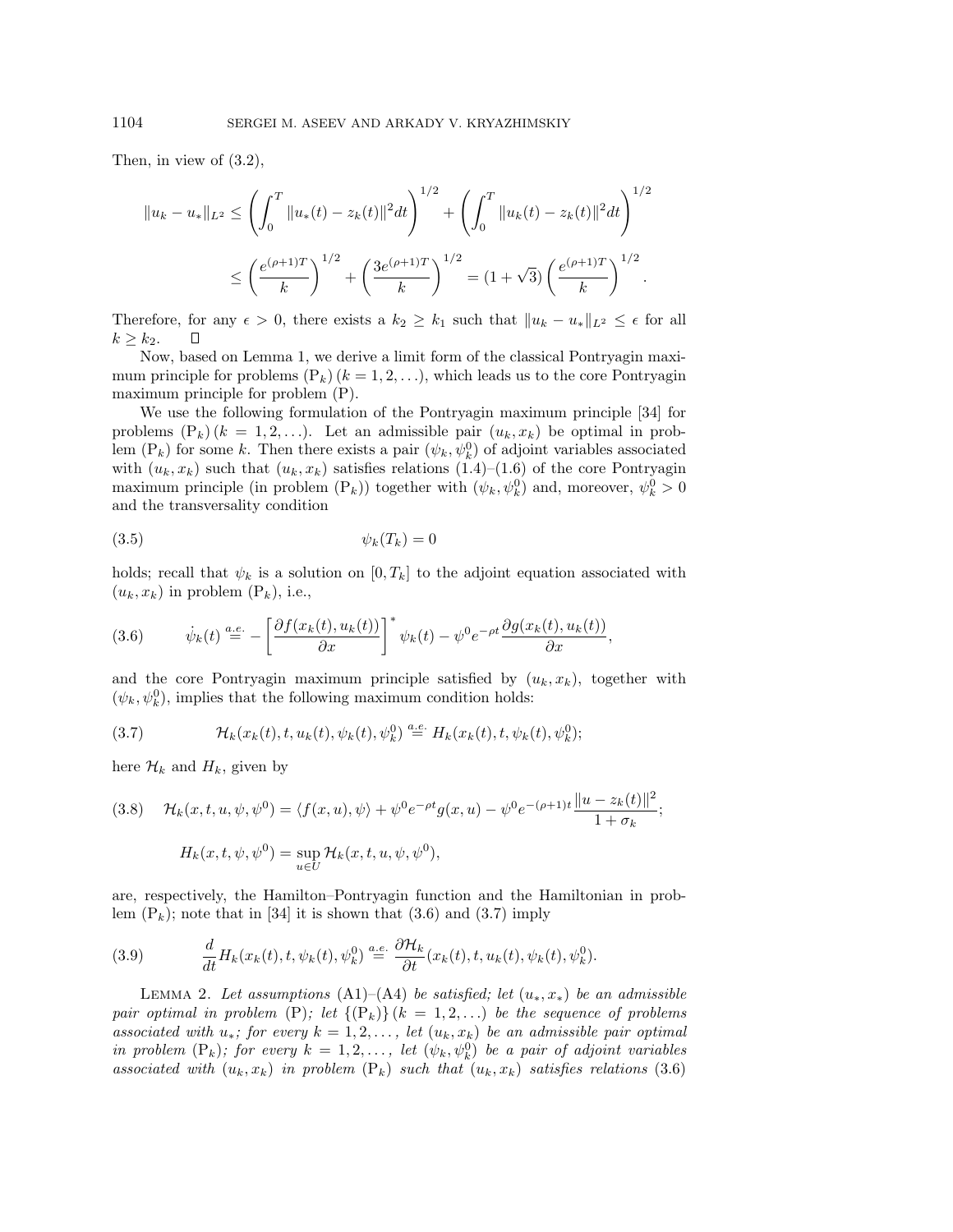Then, in view of (3.2),

$$
\begin{aligned}
\|u_k - u_*\|_{L^2} &\le \left( \int_0^T \|u_*(t) - z_k(t)\|^2 dt \right)^{1/2} + \left( \int_0^T \|u_k(t) - z_k(t)\|^2 dt \right)^{1/2} \\
&\le \left( \frac{e^{(\rho+1)T}}{k} \right)^{1/2} + \left( \frac{3e^{(\rho+1)T}}{k} \right)^{1/2} = (1+\sqrt{3}) \left( \frac{e^{(\rho+1)T}}{k} \right)^{1/2}.
\end{aligned}
$$

Therefore, for any $\epsilon > 0$, there exists a $k_2 \ge k_1$ such that $\|u_k - u_*\|_{L^2} \le \epsilon$ for all $k \ge k_2$. $\square$

Now, based on Lemma 1, we derive a limit form of the classical Pontryagin maximum principle for problems $(\mathrm{P}_k)$ $(k = 1, 2, \ldots)$, which leads us to the core Pontryagin maximum principle for problem (P).

We use the following formulation of the Pontryagin maximum principle [34] for problems $(\mathrm{P}_k)$ $(k = 1, 2, \ldots)$. Let an admissible pair $(u_k, x_k)$ be optimal in problem $(\mathrm{P}_k)$ for some $k$. Then there exists a pair $(\psi_k, \psi_k^0)$ of adjoint variables associated with $(u_k, x_k)$ such that $(u_k, x_k)$ satisfies relations (1.4)–(1.6) of the core Pontryagin maximum principle (in problem $(\mathrm{P}_k)$) together with $(\psi_k, \psi_k^0)$ and, moreover, $\psi_k^0 > 0$ and the transversality condition

$$
\psi_k(T_k) = 0 \tag{3.5}
$$

holds; recall that $\psi_k$ is a solution on $[0, T_k]$ to the adjoint equation associated with $(u_k, x_k)$ in problem $(\mathrm{P}_k)$, i.e.,

$$
\dot{\psi}_k(t) \overset{a.e.}{=} - \left[ \frac{\partial f(x_k(t), u_k(t))}{\partial x} \right]^* \psi_k(t) - \psi^0 e^{-\rho t} \frac{\partial g(x_k(t), u_k(t))}{\partial x}, \tag{3.6}
$$

and the core Pontryagin maximum principle satisfied by $(u_k, x_k)$, together with $(\psi_k, \psi_k^0)$, implies that the following maximum condition holds:

$$
\mathcal{H}_k(x_k(t), t, u_k(t), \psi_k(t), \psi_k^0) \overset{a.e.}{=} H_k(x_k(t), t, \psi_k(t), \psi_k^0); \tag{3.7}
$$

here $\mathcal{H}_k$ and $H_k$, given by

$$
\begin{aligned}
\mathcal{H}_k(x, t, u, \psi, \psi^0) &= \langle f(x, u), \psi \rangle + \psi^0 e^{-\rho t} g(x, u) - \psi^0 e^{-(\rho+1)t} \frac{\|u - z_k(t)\|^2}{1 + \sigma_k}; \\
H_k(x, t, \psi, \psi^0) &= \sup_{u \in U} \mathcal{H}_k(x, t, u, \psi, \psi^0),
\end{aligned} \tag{3.8}
$$

are, respectively, the Hamilton–Pontryagin function and the Hamiltonian in problem $(\mathrm{P}_k)$; note that in [34] it is shown that (3.6) and (3.7) imply

$$
\frac{d}{dt} H_k(x_k(t), t, \psi_k(t), \psi_k^0) \overset{a.e.}{=} \frac{\partial \mathcal{H}_k}{\partial t}(x_k(t), t, u_k(t), \psi_k(t), \psi_k^0). \tag{3.9}
$$

LEMMA 2. *Let assumptions* (A1)–(A4) *be satisfied; let* $(u_*, x_*)$ *be an admissible pair optimal in problem* (P)*; let* $\{(\mathrm{P}_k)\}$ $(k = 1, 2, \ldots)$ *be the sequence of problems associated with* $u_*$*; for every* $k = 1, 2, \ldots,$ *let* $(u_k, x_k)$ *be an admissible pair optimal in problem* $(\mathrm{P}_k)$*; for every* $k = 1, 2, \ldots,$ *let* $(\psi_k, \psi_k^0)$ *be a pair of adjoint variables associated with* $(u_k, x_k)$ *in problem* $(\mathrm{P}_k)$ *such that* $(u_k, x_k)$ *satisfies relations* (3.6)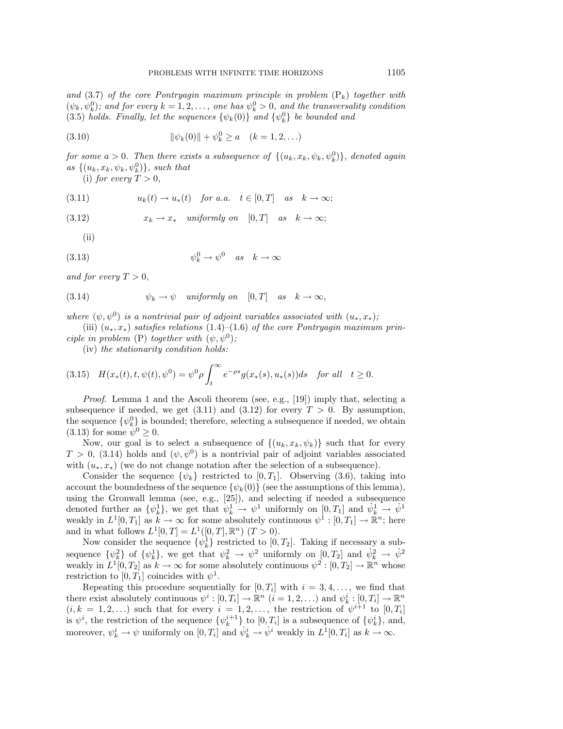*and* (3.7) *of the core Pontryagin maximum principle in problem* $(\mathrm{P}_k)$ *together with* $(\psi_k, \psi_k^0)$*; and for every* $k = 1, 2, \ldots,$ *one has* $\psi_k^0 > 0$*, and the transversality condition* (3.5) *holds. Finally, let the sequences* $\{\psi_k(0)\}$ *and* $\{\psi_k^0\}$ *be bounded and*

$$\|\psi_k(0)\| + \psi_k^0 \geq a \quad (k = 1, 2, \ldots) \tag{3.10}$$

*for some* $a > 0$*. Then there exists a subsequence of* $\{(u_k, x_k, \psi_k, \psi_k^0)\}$*, denoted again as* $\{(u_k, x_k, \psi_k, \psi_k^0)\}$*, such that*

(i) *for every* $T > 0$*,*

$$u_k(t) \to u_*(t) \quad \text{for a.a.} \quad t \in [0, T] \quad \text{as} \quad k \to \infty; \tag{3.11}$$

$$x_k \to x_* \quad \text{uniformly on} \quad [0, T] \quad \text{as} \quad k \to \infty; \tag{3.12}$$

(ii)

$$\psi_k^0 \to \psi^0 \quad \text{as} \quad k \to \infty \tag{3.13}$$

*and for every* $T > 0$*,*

$$\psi_k \to \psi \quad \text{uniformly on} \quad [0, T] \quad \text{as} \quad k \to \infty, \tag{3.14}$$

*where* $(\psi, \psi^0)$ *is a nontrivial pair of adjoint variables associated with* $(u_*, x_*)$*;*

(iii) $(u_*, x_*)$ *satisfies relations* (1.4)–(1.6) *of the core Pontryagin maximum principle in problem* (P) *together with* $(\psi, \psi^0)$*;*

(iv) *the stationarity condition holds:*

$$H(x_*(t), t, \psi(t), \psi^0) = \psi^0 \rho \int_t^\infty e^{-\rho s} g(x_*(s), u_*(s)) ds \quad \text{for all} \quad t \geq 0. \tag{3.15}$$

*Proof.* Lemma 1 and the Ascoli theorem (see, e.g., [19]) imply that, selecting a subsequence if needed, we get (3.11) and (3.12) for every $T > 0$. By assumption, the sequence $\{\psi_k^0\}$ is bounded; therefore, selecting a subsequence if needed, we obtain (3.13) for some $\psi^0 \geq 0$.

Now, our goal is to select a subsequence of $\{(u_k, x_k, \psi_k)\}$ such that for every $T > 0$, (3.14) holds and $(\psi, \psi^0)$ is a nontrivial pair of adjoint variables associated with $(u_*, x_*)$ (we do not change notation after the selection of a subsequence).

Consider the sequence $\{\psi_k\}$ restricted to $[0, T_1]$. Observing (3.6), taking into account the boundedness of the sequence $\{\psi_k(0)\}$ (see the assumptions of this lemma), using the Gronwall lemma (see, e.g., [25]), and selecting if needed a subsequence denoted further as $\{\psi_k^1\}$, we get that $\psi_k^1 \to \psi^1$ uniformly on $[0, T_1]$ and $\dot{\psi}_k^1 \to \dot{\psi}^1$ weakly in $L^1[0, T_1]$ as $k \to \infty$ for some absolutely continuous $\psi^1 : [0, T_1] \to \mathbb{R}^n$; here and in what follows $L^1[0, T] = L^1([0, T], \mathbb{R}^n)$ $(T > 0)$.

Now consider the sequence $\{\psi_k^1\}$ restricted to $[0, T_2]$. Taking if necessary a subsequence $\{\psi_k^2\}$ of $\{\psi_k^1\}$, we get that $\psi_k^2 \to \psi^2$ uniformly on $[0, T_2]$ and $\dot{\psi}_k^2 \to \dot{\psi}^2$ weakly in $L^1[0, T_2]$ as $k \to \infty$ for some absolutely continuous $\psi^2 : [0, T_2] \to \mathbb{R}^n$ whose restriction to $[0, T_1]$ coincides with $\psi^1$.

Repeating this procedure sequentially for $[0, T_i]$ with $i = 3, 4, \ldots,$ we find that there exist absolutely continuous $\psi^i : [0, T_i] \to \mathbb{R}^n$ $(i = 1, 2, \ldots)$ and $\psi_k^i : [0, T_i] \to \mathbb{R}^n$ $(i, k = 1, 2, \ldots)$ such that for every $i = 1, 2, \ldots,$ the restriction of $\psi^{i+1}$ to $[0, T_i]$ is $\psi^i$, the restriction of the sequence $\{\psi_k^{i+1}\}$ to $[0, T_i]$ is a subsequence of $\{\psi_k^i\}$, and, moreover, $\psi_k^i \to \psi$ uniformly on $[0, T_i]$ and $\dot{\psi}_k^i \to \dot{\psi}^i$ weakly in $L^1[0, T_i]$ as $k \to \infty$.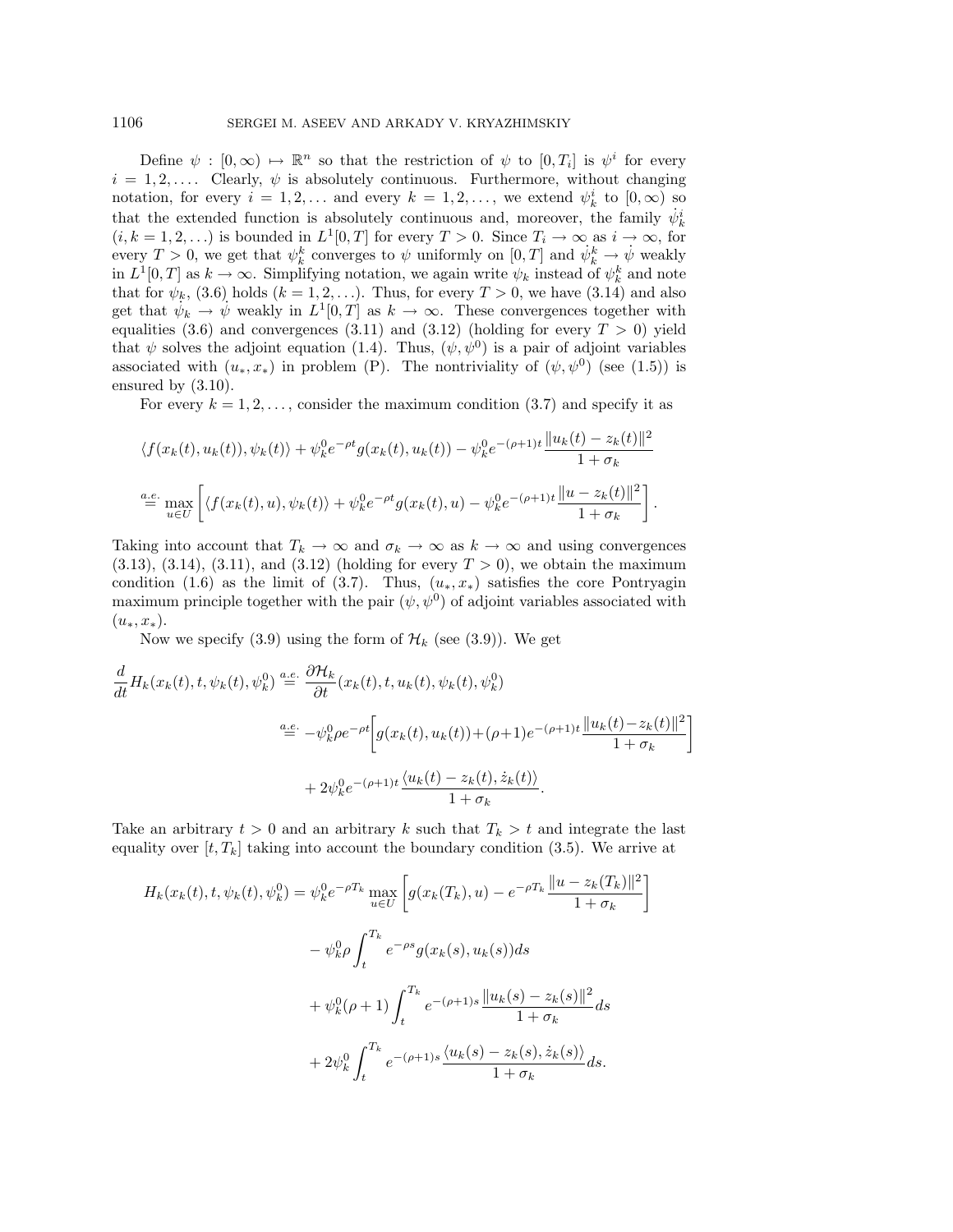Define $\psi : [0, \infty) \mapsto \mathbb{R}^n$ so that the restriction of $\psi$ to $[0, T_i]$ is $\psi^i$ for every $i = 1, 2, \ldots$. Clearly, $\psi$ is absolutely continuous. Furthermore, without changing notation, for every $i = 1, 2, \ldots$ and every $k = 1, 2, \ldots$, we extend $\psi_k^i$ to $[0, \infty)$ so that the extended function is absolutely continuous and, moreover, the family $\dot{\psi}_k^i$ $(i, k = 1, 2, \ldots)$ is bounded in $L^1[0, T]$ for every $T > 0$. Since $T_i \to \infty$ as $i \to \infty$, for every $T > 0$, we get that $\psi_k^k$ converges to $\psi$ uniformly on $[0, T]$ and $\dot{\psi}_k^k \to \dot{\psi}$ weakly in $L^1[0, T]$ as $k \to \infty$. Simplifying notation, we again write $\psi_k$ instead of $\psi_k^k$ and note that for $\psi_k$, (3.6) holds $(k = 1, 2, \ldots)$. Thus, for every $T > 0$, we have (3.14) and also get that $\dot{\psi}_k \to \dot{\psi}$ weakly in $L^1[0, T]$ as $k \to \infty$. These convergences together with equalities (3.6) and convergences (3.11) and (3.12) (holding for every $T > 0$) yield that $\psi$ solves the adjoint equation (1.4). Thus, $(\psi, \psi^0)$ is a pair of adjoint variables associated with $(u_*, x_*)$ in problem (P). The nontriviality of $(\psi, \psi^0)$ (see (1.5)) is ensured by (3.10).

For every $k = 1, 2, \ldots$, consider the maximum condition (3.7) and specify it as

$$
\langle f(x_k(t), u_k(t)), \psi_k(t) \rangle + \psi_k^0 e^{-\rho t} g(x_k(t), u_k(t)) - \psi_k^0 e^{-(\rho+1)t} \frac{\|u_k(t) - z_k(t)\|^2}{1 + \sigma_k}
$$

$$
\stackrel{a.e.}{=} \max_{u \in U} \left[ \langle f(x_k(t), u), \psi_k(t) \rangle + \psi_k^0 e^{-\rho t} g(x_k(t), u) - \psi_k^0 e^{-(\rho+1)t} \frac{\|u - z_k(t)\|^2}{1 + \sigma_k} \right].
$$

Taking into account that $T_k \to \infty$ and $\sigma_k \to \infty$ as $k \to \infty$ and using convergences (3.13), (3.14), (3.11), and (3.12) (holding for every $T > 0$), we obtain the maximum condition (1.6) as the limit of (3.7). Thus, $(u_*, x_*)$ satisfies the core Pontryagin maximum principle together with the pair $(\psi, \psi^0)$ of adjoint variables associated with $(u_*, x_*)$.

Now we specify (3.9) using the form of $\mathcal{H}_k$ (see (3.9)). We get

$$
\frac{d}{dt} H_k(x_k(t), t, \psi_k(t), \psi_k^0) \stackrel{a.e.}{=} \frac{\partial \mathcal{H}_k}{\partial t}(x_k(t), t, u_k(t), \psi_k(t), \psi_k^0)
$$

$$
\stackrel{a.e.}{=} -\psi_k^0 \rho e^{-\rho t} \left[ g(x_k(t), u_k(t)) + (\rho+1) e^{-(\rho+1)t} \frac{\|u_k(t) - z_k(t)\|^2}{1 + \sigma_k} \right]
$$

$$
+ 2\psi_k^0 e^{-(\rho+1)t} \frac{\langle u_k(t) - z_k(t), \dot{z}_k(t) \rangle}{1 + \sigma_k}.
$$

Take an arbitrary $t > 0$ and an arbitrary $k$ such that $T_k > t$ and integrate the last equality over $[t, T_k]$ taking into account the boundary condition (3.5). We arrive at

$$
H_k(x_k(t), t, \psi_k(t), \psi_k^0) = \psi_k^0 e^{-\rho T_k} \max_{u \in U} \left[ g(x_k(T_k), u) - e^{-\rho T_k} \frac{\|u - z_k(T_k)\|^2}{1 + \sigma_k} \right]
$$

$$
- \psi_k^0 \rho \int_t^{T_k} e^{-\rho s} g(x_k(s), u_k(s)) ds
$$

$$
+ \psi_k^0 (\rho + 1) \int_t^{T_k} e^{-(\rho+1)s} \frac{\|u_k(s) - z_k(s)\|^2}{1 + \sigma_k} ds
$$

$$
+ 2\psi_k^0 \int_t^{T_k} e^{-(\rho+1)s} \frac{\langle u_k(s) - z_k(s), \dot{z}_k(s) \rangle}{1 + \sigma_k} ds.
$$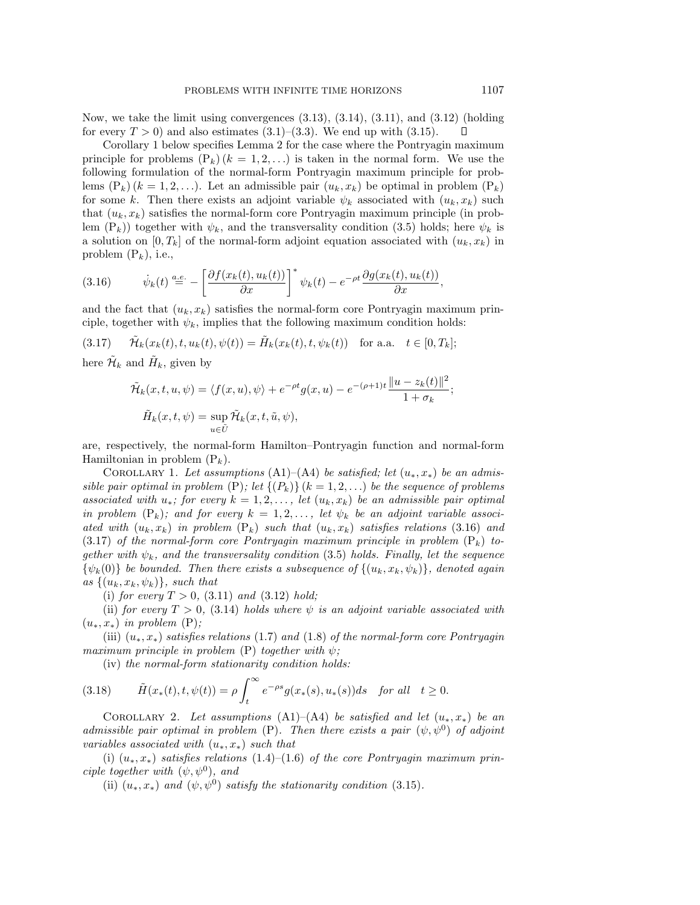Now, we take the limit using convergences (3.13), (3.14), (3.11), and (3.12) (holding for every $T > 0$) and also estimates (3.1)–(3.3). We end up with (3.15). □

Corollary 1 below specifies Lemma 2 for the case where the Pontryagin maximum principle for problems $(\mathrm{P}_k)\,(k = 1, 2, \ldots)$ is taken in the normal form. We use the following formulation of the normal-form Pontryagin maximum principle for problems $(\mathrm{P}_k)\,(k = 1, 2, \ldots)$. Let an admissible pair $(u_k, x_k)$ be optimal in problem $(\mathrm{P}_k)$ for some $k$. Then there exists an adjoint variable $\psi_k$ associated with $(u_k, x_k)$ such that $(u_k, x_k)$ satisfies the normal-form core Pontryagin maximum principle (in problem $(\mathrm{P}_k)$) together with $\psi_k$, and the transversality condition (3.5) holds; here $\psi_k$ is a solution on $[0, T_k]$ of the normal-form adjoint equation associated with $(u_k, x_k)$ in problem $(\mathrm{P}_k)$, i.e.,

$$\dot{\psi}_k(t) \overset{a.e.}{=} - \left[ \frac{\partial f(x_k(t), u_k(t))}{\partial x} \right]^* \psi_k(t) - e^{-\rho t} \frac{\partial g(x_k(t), u_k(t))}{\partial x}, \tag{3.16}$$

and the fact that $(u_k, x_k)$ satisfies the normal-form core Pontryagin maximum principle, together with $\psi_k$, implies that the following maximum condition holds:

$$\tilde{\mathcal{H}}_k(x_k(t), t, u_k(t), \psi(t)) = \tilde{H}_k(x_k(t), t, \psi_k(t)) \quad \text{for a.a.} \quad t \in [0, T_k]; \tag{3.17}$$

here $\tilde{\mathcal{H}}_k$ and $\tilde{H}_k$, given by

$$\tilde{\mathcal{H}}_k(x, t, u, \psi) = \langle f(x, u), \psi \rangle + e^{-\rho t} g(x, u) - e^{-(\rho+1)t} \frac{\|u - z_k(t)\|^2}{1 + \sigma_k};$$

$$\tilde{H}_k(x, t, \psi) = \sup_{u \in \tilde{U}} \tilde{\mathcal{H}}_k(x, t, \tilde{u}, \psi),$$

are, respectively, the normal-form Hamilton–Pontryagin function and normal-form Hamiltonian in problem $(\mathrm{P}_k)$.

Corollary 1. *Let assumptions* (A1)–(A4) *be satisfied; let $(u_*, x_*)$ be an admissible pair optimal in problem* (P); *let $\{(P_k)\}\,(k = 1, 2, \ldots)$ be the sequence of problems associated with $u_*$; for every $k = 1, 2, \ldots$, let $(u_k, x_k)$ be an admissible pair optimal in problem $(\mathrm{P}_k)$; and for every $k = 1, 2, \ldots$, let $\psi_k$ be an adjoint variable associated with $(u_k, x_k)$ in problem $(\mathrm{P}_k)$ such that $(u_k, x_k)$ satisfies relations* (3.16) *and* (3.17) *of the normal-form core Pontryagin maximum principle in problem $(\mathrm{P}_k)$ together with $\psi_k$, and the transversality condition* (3.5) *holds. Finally, let the sequence $\{\psi_k(0)\}$ be bounded. Then there exists a subsequence of $\{(u_k, x_k, \psi_k)\}$, denoted again as $\{(u_k, x_k, \psi_k)\}$, such that*

(i) *for every $T > 0$,* (3.11) *and* (3.12) *hold;*

(ii) *for every $T > 0$,* (3.14) *holds where $\psi$ is an adjoint variable associated with $(u_*, x_*)$ in problem* (P);

(iii) *$(u_*, x_*)$ satisfies relations* (1.7) *and* (1.8) *of the normal-form core Pontryagin maximum principle in problem* (P) *together with $\psi$;*

(iv) *the normal-form stationarity condition holds:*

$$\tilde{H}(x_*(t), t, \psi(t)) = \rho \int_t^\infty e^{-\rho s} g(x_*(s), u_*(s)) ds \quad \text{for all} \quad t \geq 0. \tag{3.18}$$

Corollary 2. *Let assumptions* (A1)–(A4) *be satisfied and let $(u_*, x_*)$ be an admissible pair optimal in problem* (P). *Then there exists a pair $(\psi, \psi^0)$ of adjoint variables associated with $(u_*, x_*)$ such that*

(i) *$(u_*, x_*)$ satisfies relations* (1.4)–(1.6) *of the core Pontryagin maximum principle together with $(\psi, \psi^0)$, and*

(ii) *$(u_*, x_*)$ and $(\psi, \psi^0)$ satisfy the stationarity condition* (3.15).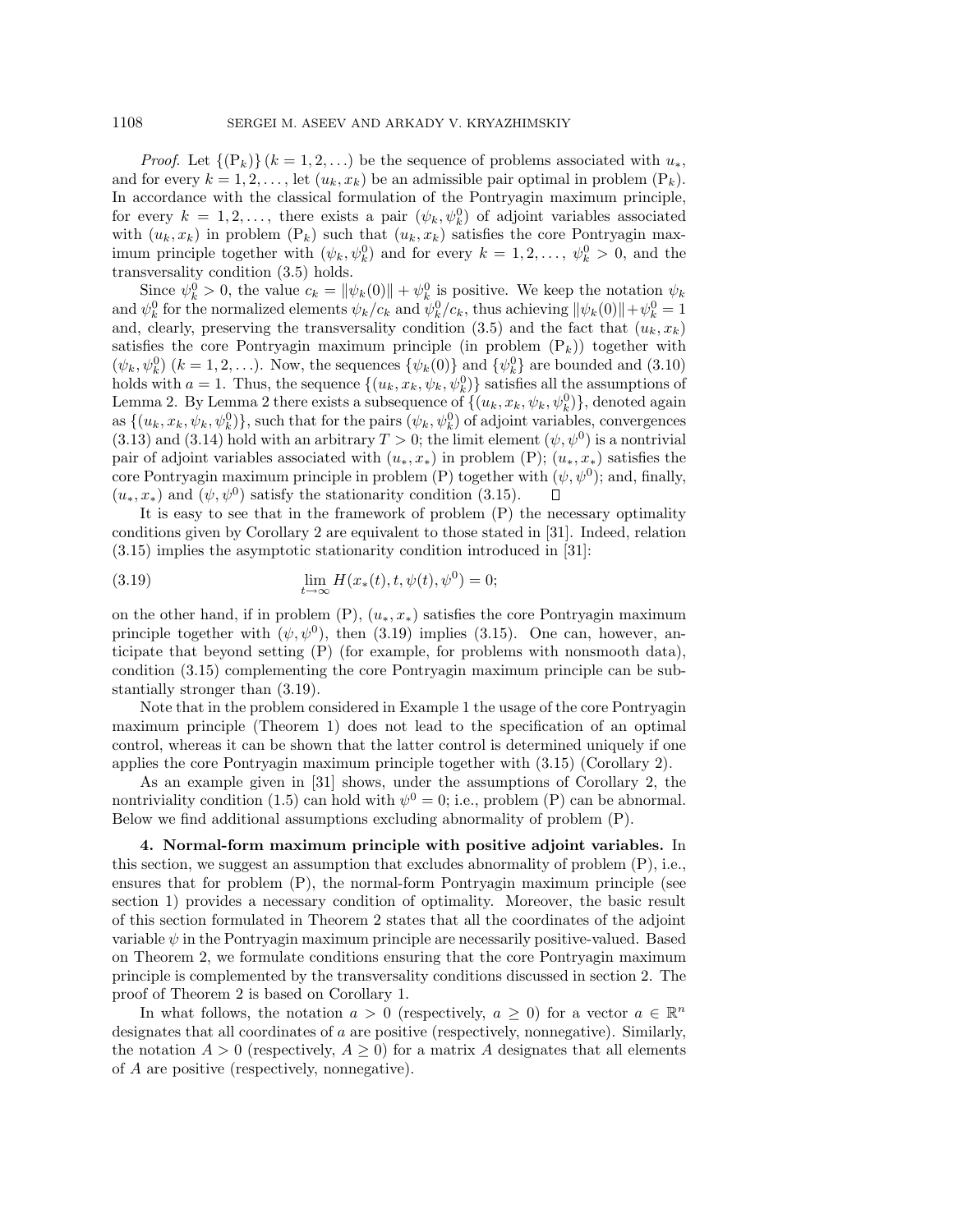*Proof*. Let $\{(\mathrm{P}_k)\}$ $(k = 1, 2, \ldots)$ be the sequence of problems associated with $u_*$, and for every $k = 1, 2, \ldots$, let $(u_k, x_k)$ be an admissible pair optimal in problem $(\mathrm{P}_k)$. In accordance with the classical formulation of the Pontryagin maximum principle, for every $k = 1, 2, \ldots$, there exists a pair $(\psi_k, \psi_k^0)$ of adjoint variables associated with $(u_k, x_k)$ in problem $(\mathrm{P}_k)$ such that $(u_k, x_k)$ satisfies the core Pontryagin maximum principle together with $(\psi_k, \psi_k^0)$ and for every $k = 1, 2, \ldots$, $\psi_k^0 > 0$, and the transversality condition (3.5) holds.

Since $\psi_k^0 > 0$, the value $c_k = \|\psi_k(0)\| + \psi_k^0$ is positive. We keep the notation $\psi_k$ and $\psi_k^0$ for the normalized elements $\psi_k/c_k$ and $\psi_k^0/c_k$, thus achieving $\|\psi_k(0)\| + \psi_k^0 = 1$ and, clearly, preserving the transversality condition (3.5) and the fact that $(u_k, x_k)$ satisfies the core Pontryagin maximum principle (in problem $(\mathrm{P}_k)$) together with $(\psi_k, \psi_k^0)$ $(k = 1, 2, \ldots)$. Now, the sequences $\{\psi_k(0)\}$ and $\{\psi_k^0\}$ are bounded and (3.10) holds with $a = 1$. Thus, the sequence $\{(u_k, x_k, \psi_k, \psi_k^0)\}$ satisfies all the assumptions of Lemma 2. By Lemma 2 there exists a subsequence of $\{(u_k, x_k, \psi_k, \psi_k^0)\}$, denoted again as $\{(u_k, x_k, \psi_k, \psi_k^0)\}$, such that for the pairs $(\psi_k, \psi_k^0)$ of adjoint variables, convergences (3.13) and (3.14) hold with an arbitrary $T > 0$; the limit element $(\psi, \psi^0)$ is a nontrivial pair of adjoint variables associated with $(u_*, x_*)$ in problem (P); $(u_*, x_*)$ satisfies the core Pontryagin maximum principle in problem (P) together with $(\psi, \psi^0)$; and, finally, $(u_*, x_*)$ and $(\psi, \psi^0)$ satisfy the stationarity condition (3.15). $\square$

It is easy to see that in the framework of problem (P) the necessary optimality conditions given by Corollary 2 are equivalent to those stated in [31]. Indeed, relation (3.15) implies the asymptotic stationarity condition introduced in [31]:

$$\lim_{t\to\infty} H(x_*(t), t, \psi(t), \psi^0) = 0; \tag{3.19}$$

on the other hand, if in problem (P), $(u_*, x_*)$ satisfies the core Pontryagin maximum principle together with $(\psi, \psi^0)$, then (3.19) implies (3.15). One can, however, anticipate that beyond setting (P) (for example, for problems with nonsmooth data), condition (3.15) complementing the core Pontryagin maximum principle can be substantially stronger than (3.19).

Note that in the problem considered in Example 1 the usage of the core Pontryagin maximum principle (Theorem 1) does not lead to the specification of an optimal control, whereas it can be shown that the latter control is determined uniquely if one applies the core Pontryagin maximum principle together with (3.15) (Corollary 2).

As an example given in [31] shows, under the assumptions of Corollary 2, the nontriviality condition (1.5) can hold with $\psi^0 = 0$; i.e., problem (P) can be abnormal. Below we find additional assumptions excluding abnormality of problem (P).

**4. Normal-form maximum principle with positive adjoint variables.** In this section, we suggest an assumption that excludes abnormality of problem (P), i.e., ensures that for problem (P), the normal-form Pontryagin maximum principle (see section 1) provides a necessary condition of optimality. Moreover, the basic result of this section formulated in Theorem 2 states that all the coordinates of the adjoint variable $\psi$ in the Pontryagin maximum principle are necessarily positive-valued. Based on Theorem 2, we formulate conditions ensuring that the core Pontryagin maximum principle is complemented by the transversality conditions discussed in section 2. The proof of Theorem 2 is based on Corollary 1.

In what follows, the notation $a > 0$ (respectively, $a \geq 0$) for a vector $a \in \mathbb{R}^n$ designates that all coordinates of $a$ are positive (respectively, nonnegative). Similarly, the notation $A > 0$ (respectively, $A \geq 0$) for a matrix $A$ designates that all elements of $A$ are positive (respectively, nonnegative).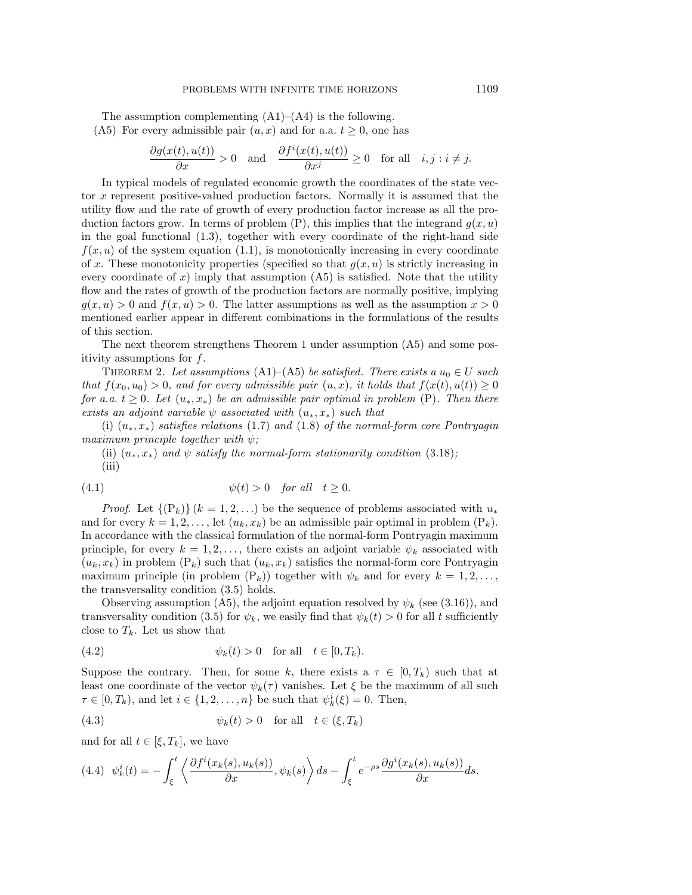The assumption complementing (A1)–(A4) is the following.

(A5) For every admissible pair $(u, x)$ and for a.a. $t \geq 0$, one has

$$\frac{\partial g(x(t), u(t))}{\partial x} > 0 \quad \text{and} \quad \frac{\partial f^i(x(t), u(t))}{\partial x^j} \geq 0 \quad \text{for all} \quad i, j : i \neq j.$$

In typical models of regulated economic growth the coordinates of the state vector $x$ represent positive-valued production factors. Normally it is assumed that the utility flow and the rate of growth of every production factor increase as all the production factors grow. In terms of problem (P), this implies that the integrand $g(x, u)$ in the goal functional (1.3), together with every coordinate of the right-hand side $f(x, u)$ of the system equation (1.1), is monotonically increasing in every coordinate of $x$. These monotonicity properties (specified so that $g(x, u)$ is strictly increasing in every coordinate of $x$) imply that assumption (A5) is satisfied. Note that the utility flow and the rates of growth of the production factors are normally positive, implying $g(x, u) > 0$ and $f(x, u) > 0$. The latter assumptions as well as the assumption $x > 0$ mentioned earlier appear in different combinations in the formulations of the results of this section.

The next theorem strengthens Theorem 1 under assumption (A5) and some positivity assumptions for $f$.

Theorem 2. *Let assumptions* (A1)–(A5) *be satisfied. There exists a $u_0 \in U$ such that $f(x_0, u_0) > 0$, and for every admissible pair $(u, x)$, it holds that $f(x(t), u(t)) \geq 0$ for a.a. $t \geq 0$. Let $(u_*, x_*)$ be an admissible pair optimal in problem* (P). *Then there exists an adjoint variable $\psi$ associated with $(u_*, x_*)$ such that*

(i) *$(u_*, x_*)$ satisfies relations* (1.7) *and* (1.8) *of the normal-form core Pontryagin maximum principle together with $\psi$;*

(ii) *$(u_*, x_*)$ and $\psi$ satisfy the normal-form stationarity condition* (3.18)*;*

(iii)

$$\psi(t) > 0 \quad \text{for all} \quad t \geq 0. \tag{4.1}$$

*Proof.* Let $\{(\mathrm{P}_k)\}$ $(k = 1, 2, \ldots)$ be the sequence of problems associated with $u_*$ and for every $k = 1, 2, \ldots,$ let $(u_k, x_k)$ be an admissible pair optimal in problem $(\mathrm{P}_k)$. In accordance with the classical formulation of the normal-form Pontryagin maximum principle, for every $k = 1, 2, \ldots,$ there exists an adjoint variable $\psi_k$ associated with $(u_k, x_k)$ in problem $(\mathrm{P}_k)$ such that $(u_k, x_k)$ satisfies the normal-form core Pontryagin maximum principle (in problem $(\mathrm{P}_k)$) together with $\psi_k$ and for every $k = 1, 2, \ldots,$ the transversality condition (3.5) holds.

Observing assumption (A5), the adjoint equation resolved by $\psi_k$ (see (3.16)), and transversality condition (3.5) for $\psi_k$, we easily find that $\psi_k(t) > 0$ for all $t$ sufficiently close to $T_k$. Let us show that

$$\psi_k(t) > 0 \quad \text{for all} \quad t \in [0, T_k). \tag{4.2}$$

Suppose the contrary. Then, for some $k$, there exists a $\tau \in [0, T_k)$ such that at least one coordinate of the vector $\psi_k(\tau)$ vanishes. Let $\xi$ be the maximum of all such $\tau \in [0, T_k)$, and let $i \in \{1, 2, \ldots, n\}$ be such that $\psi_k^i(\xi) = 0$. Then,

$$\psi_k(t) > 0 \quad \text{for all} \quad t \in (\xi, T_k) \tag{4.3}$$

and for all $t \in [\xi, T_k]$, we have

$$\psi_k^i(t) = -\int_\xi^t \left\langle \frac{\partial f^i(x_k(s), u_k(s))}{\partial x}, \psi_k(s) \right\rangle ds - \int_\xi^t e^{-\rho s} \frac{\partial g^i(x_k(s), u_k(s))}{\partial x} ds. \tag{4.4}$$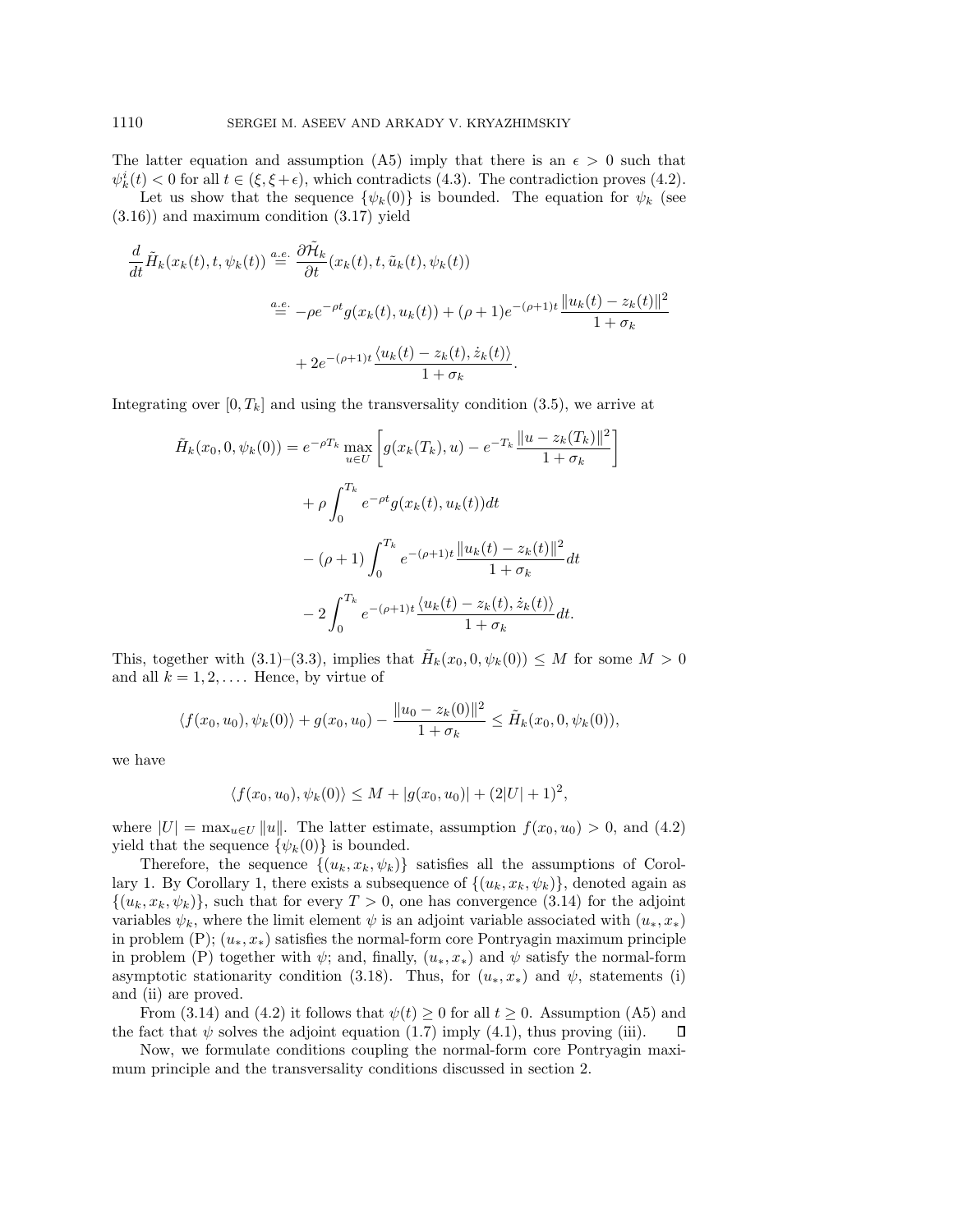The latter equation and assumption (A5) imply that there is an $\epsilon > 0$ such that $\psi_k^i(t) < 0$ for all $t \in (\xi, \xi + \epsilon)$, which contradicts (4.3). The contradiction proves (4.2).

Let us show that the sequence $\{\psi_k(0)\}$ is bounded. The equation for $\psi_k$ (see (3.16)) and maximum condition (3.17) yield

$$
\begin{aligned}
\frac{d}{dt}\tilde{H}_k(x_k(t), t, \psi_k(t)) &\overset{a.e.}{=} \frac{\partial \tilde{\mathcal{H}}_k}{\partial t}(x_k(t), t, \tilde{u}_k(t), \psi_k(t)) \\
&\overset{a.e.}{=} -\rho e^{-\rho t} g(x_k(t), u_k(t)) + (\rho + 1)e^{-(\rho+1)t} \frac{\|u_k(t) - z_k(t)\|^2}{1 + \sigma_k} \\
&\quad + 2e^{-(\rho+1)t} \frac{\langle u_k(t) - z_k(t), \dot{z}_k(t)\rangle}{1 + \sigma_k}.
\end{aligned}
$$

Integrating over $[0, T_k]$ and using the transversality condition (3.5), we arrive at

$$
\begin{aligned}
\tilde{H}_k(x_0, 0, \psi_k(0)) &= e^{-\rho T_k} \max_{u \in U} \left[ g(x_k(T_k), u) - e^{-T_k} \frac{\|u - z_k(T_k)\|^2}{1 + \sigma_k} \right] \\
&\quad + \rho \int_0^{T_k} e^{-\rho t} g(x_k(t), u_k(t)) dt \\
&\quad - (\rho + 1) \int_0^{T_k} e^{-(\rho+1)t} \frac{\|u_k(t) - z_k(t)\|^2}{1 + \sigma_k} dt \\
&\quad - 2 \int_0^{T_k} e^{-(\rho+1)t} \frac{\langle u_k(t) - z_k(t), \dot{z}_k(t)\rangle}{1 + \sigma_k} dt.
\end{aligned}
$$

This, together with (3.1)–(3.3), implies that $\tilde{H}_k(x_0, 0, \psi_k(0)) \leq M$ for some $M > 0$ and all $k = 1, 2, \ldots$. Hence, by virtue of

$$
\langle f(x_0, u_0), \psi_k(0)\rangle + g(x_0, u_0) - \frac{\|u_0 - z_k(0)\|^2}{1 + \sigma_k} \leq \tilde{H}_k(x_0, 0, \psi_k(0)),
$$

we have

$$
\langle f(x_0, u_0), \psi_k(0)\rangle \leq M + |g(x_0, u_0)| + (2|U| + 1)^2,
$$

where $|U| = \max_{u \in U} \|u\|$. The latter estimate, assumption $f(x_0, u_0) > 0$, and (4.2) yield that the sequence $\{\psi_k(0)\}$ is bounded.

Therefore, the sequence $\{(u_k, x_k, \psi_k)\}$ satisfies all the assumptions of Corollary 1. By Corollary 1, there exists a subsequence of $\{(u_k, x_k, \psi_k)\}$, denoted again as $\{(u_k, x_k, \psi_k)\}$, such that for every $T > 0$, one has convergence (3.14) for the adjoint variables $\psi_k$, where the limit element $\psi$ is an adjoint variable associated with $(u_*, x_*)$ in problem (P); $(u_*, x_*)$ satisfies the normal-form core Pontryagin maximum principle in problem (P) together with $\psi$; and, finally, $(u_*, x_*)$ and $\psi$ satisfy the normal-form asymptotic stationarity condition (3.18). Thus, for $(u_*, x_*)$ and $\psi$, statements (i) and (ii) are proved.

From (3.14) and (4.2) it follows that $\psi(t) \geq 0$ for all $t \geq 0$. Assumption (A5) and the fact that $\psi$ solves the adjoint equation (1.7) imply (4.1), thus proving (iii). ∎

Now, we formulate conditions coupling the normal-form core Pontryagin maximum principle and the transversality conditions discussed in section 2.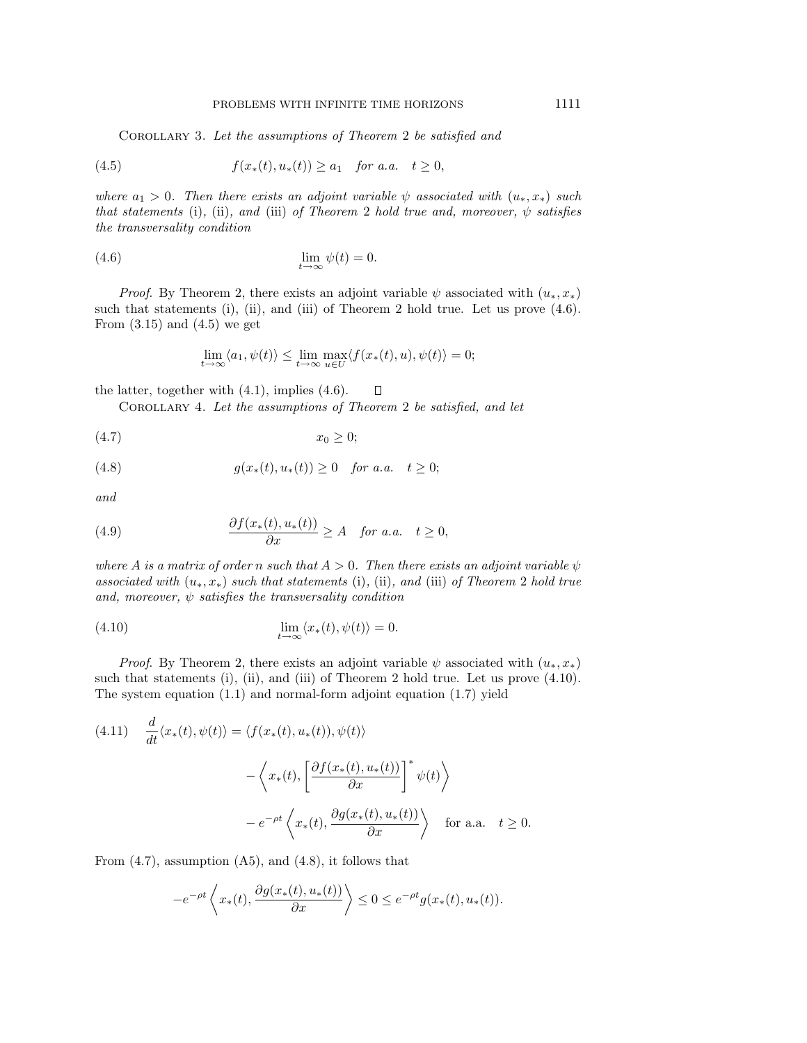Corollary 3. *Let the assumptions of Theorem 2 be satisfied and*

$$f(x_*(t), u_*(t)) \geq a_1 \quad \textit{for a.a.} \quad t \geq 0, \tag{4.5}$$

*where $a_1 > 0$. Then there exists an adjoint variable $\psi$ associated with $(u_*, x_*)$ such that statements* (i), (ii), *and* (iii) *of Theorem 2 hold true and, moreover, $\psi$ satisfies the transversality condition*

$$\lim_{t\to\infty} \psi(t) = 0. \tag{4.6}$$

*Proof*. By Theorem 2, there exists an adjoint variable $\psi$ associated with $(u_*, x_*)$ such that statements (i), (ii), and (iii) of Theorem 2 hold true. Let us prove (4.6). From (3.15) and (4.5) we get

$$\lim_{t\to\infty} \langle a_1, \psi(t)\rangle \leq \lim_{t\to\infty} \max_{u\in U} \langle f(x_*(t), u), \psi(t)\rangle = 0;$$

the latter, together with (4.1), implies (4.6). $\square$

Corollary 4. *Let the assumptions of Theorem 2 be satisfied, and let*

$$x_0 \geq 0; \tag{4.7}$$

$$g(x_*(t), u_*(t)) \geq 0 \quad \textit{for a.a.} \quad t \geq 0; \tag{4.8}$$

*and*

$$\frac{\partial f(x_*(t), u_*(t))}{\partial x} \geq A \quad \textit{for a.a.} \quad t \geq 0, \tag{4.9}$$

*where $A$ is a matrix of order $n$ such that $A > 0$. Then there exists an adjoint variable $\psi$ associated with $(u_*, x_*)$ such that statements* (i), (ii), *and* (iii) *of Theorem 2 hold true and, moreover, $\psi$ satisfies the transversality condition*

$$\lim_{t\to\infty} \langle x_*(t), \psi(t)\rangle = 0. \tag{4.10}$$

*Proof*. By Theorem 2, there exists an adjoint variable $\psi$ associated with $(u_*, x_*)$ such that statements (i), (ii), and (iii) of Theorem 2 hold true. Let us prove (4.10). The system equation (1.1) and normal-form adjoint equation (1.7) yield

$$\begin{aligned} \frac{d}{dt}\langle x_*(t), \psi(t)\rangle &= \langle f(x_*(t), u_*(t)), \psi(t)\rangle \\ &\quad - \left\langle x_*(t), \left[\frac{\partial f(x_*(t), u_*(t))}{\partial x}\right]^* \psi(t)\right\rangle \\ &\quad - e^{-\rho t}\left\langle x_*(t), \frac{\partial g(x_*(t), u_*(t))}{\partial x}\right\rangle \quad \text{for a.a.} \quad t \geq 0. \end{aligned} \tag{4.11}$$

From (4.7), assumption (A5), and (4.8), it follows that

$$-e^{-\rho t}\left\langle x_*(t), \frac{\partial g(x_*(t), u_*(t))}{\partial x}\right\rangle \leq 0 \leq e^{-\rho t} g(x_*(t), u_*(t)).$$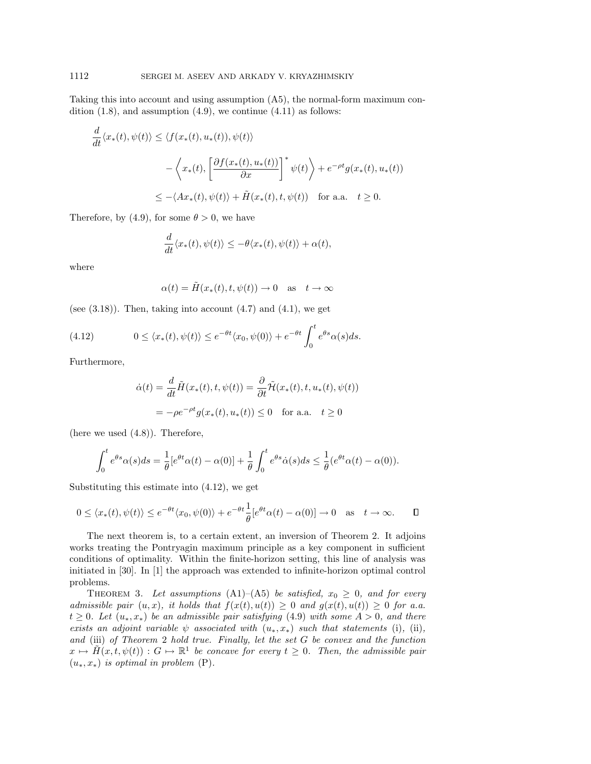Taking this into account and using assumption (A5), the normal-form maximum condition (1.8), and assumption (4.9), we continue (4.11) as follows:

$$
\begin{aligned}
\frac{d}{dt}\langle x_*(t), \psi(t)\rangle &\leq \langle f(x_*(t), u_*(t)), \psi(t)\rangle \\
&\quad - \left\langle x_*(t), \left[\frac{\partial f(x_*(t), u_*(t))}{\partial x}\right]^* \psi(t)\right\rangle + e^{-\rho t} g(x_*(t), u_*(t)) \\
&\leq -\langle A x_*(t), \psi(t)\rangle + \tilde{H}(x_*(t), t, \psi(t)) \quad \text{for a.a.} \quad t \geq 0.
\end{aligned}
$$

Therefore, by (4.9), for some $\theta > 0$, we have

$$
\frac{d}{dt}\langle x_*(t), \psi(t)\rangle \leq -\theta \langle x_*(t), \psi(t)\rangle + \alpha(t),
$$

where

$$
\alpha(t) = \tilde{H}(x_*(t), t, \psi(t)) \to 0 \quad \text{as} \quad t \to \infty
$$

(see (3.18)). Then, taking into account (4.7) and (4.1), we get

$$
0 \leq \langle x_*(t), \psi(t)\rangle \leq e^{-\theta t}\langle x_0, \psi(0)\rangle + e^{-\theta t}\int_0^t e^{\theta s}\alpha(s)ds. \tag{4.12}
$$

Furthermore,

$$
\begin{aligned}
\dot{\alpha}(t) &= \frac{d}{dt}\tilde{H}(x_*(t), t, \psi(t)) = \frac{\partial}{\partial t}\tilde{\mathcal{H}}(x_*(t), t, u_*(t), \psi(t)) \\
&= -\rho e^{-\rho t} g(x_*(t), u_*(t)) \leq 0 \quad \text{for a.a.} \quad t \geq 0
\end{aligned}
$$

(here we used (4.8)). Therefore,

$$
\int_0^t e^{\theta s}\alpha(s)ds = \frac{1}{\theta}[e^{\theta t}\alpha(t) - \alpha(0)] + \frac{1}{\theta}\int_0^t e^{\theta s}\dot{\alpha}(s)ds \leq \frac{1}{\theta}(e^{\theta t}\alpha(t) - \alpha(0)).
$$

Substituting this estimate into (4.12), we get

$$
0 \leq \langle x_*(t), \psi(t)\rangle \leq e^{-\theta t}\langle x_0, \psi(0)\rangle + e^{-\theta t}\frac{1}{\theta}[e^{\theta t}\alpha(t) - \alpha(0)] \to 0 \quad \text{as} \quad t \to \infty. \qquad \square
$$

The next theorem is, to a certain extent, an inversion of Theorem 2. It adjoins works treating the Pontryagin maximum principle as a key component in sufficient conditions of optimality. Within the finite-horizon setting, this line of analysis was initiated in [30]. In [1] the approach was extended to infinite-horizon optimal control problems.

Theorem 3. *Let assumptions* (A1)–(A5) *be satisfied,* $x_0 \geq 0$*, and for every admissible pair* $(u, x)$*, it holds that* $f(x(t), u(t)) \geq 0$ *and* $g(x(t), u(t)) \geq 0$ *for a.a.* $t \geq 0$*. Let* $(u_*, x_*)$ *be an admissible pair satisfying* (4.9) *with some* $A > 0$*, and there exists an adjoint variable* $\psi$ *associated with* $(u_*, x_*)$ *such that statements* (i), (ii), *and* (iii) *of Theorem* 2 *hold true. Finally, let the set* $G$ *be convex and the function* $x \mapsto \tilde{H}(x, t, \psi(t)) : G \mapsto \mathbb{R}^1$ *be concave for every* $t \geq 0$*. Then, the admissible pair* $(u_*, x_*)$ *is optimal in problem* (P).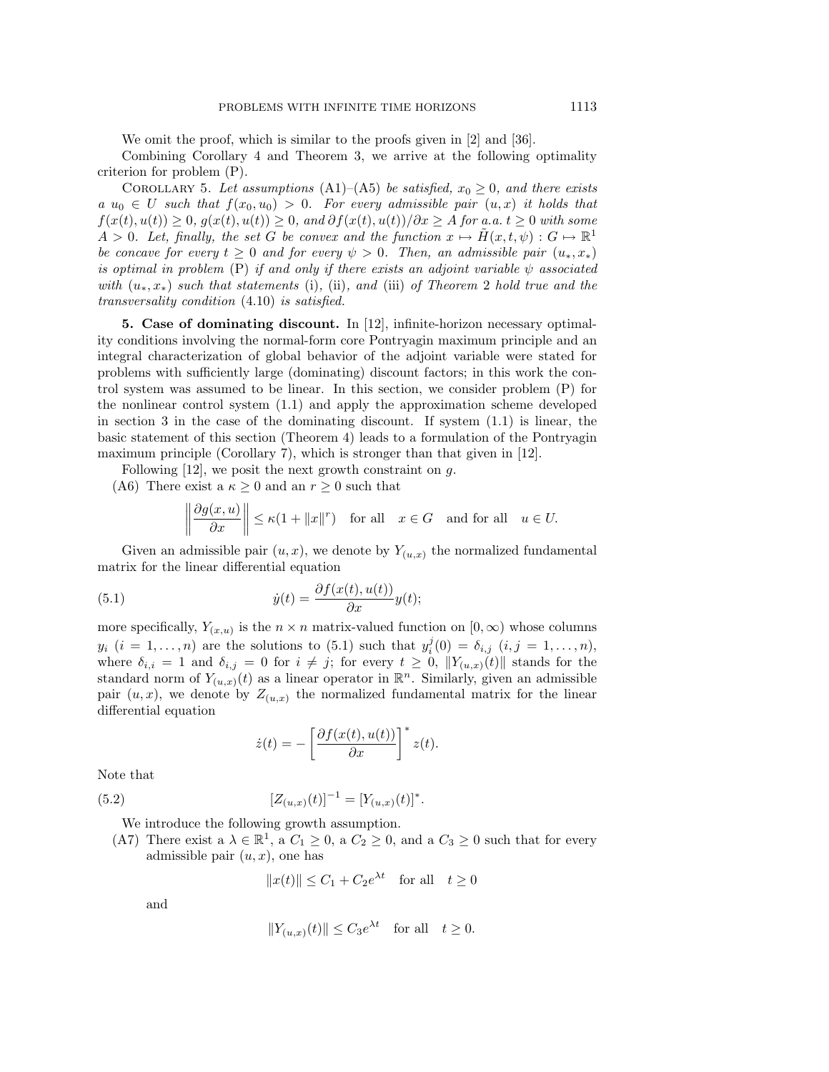We omit the proof, which is similar to the proofs given in [2] and [36].

Combining Corollary 4 and Theorem 3, we arrive at the following optimality criterion for problem (P).

Corollary 5. *Let assumptions* (A1)–(A5) *be satisfied,* $x_0 \geq 0$*, and there exists a* $u_0 \in U$ *such that* $f(x_0, u_0) > 0$*. For every admissible pair* $(u, x)$ *it holds that* $f(x(t), u(t)) \geq 0$*,* $g(x(t), u(t)) \geq 0$*, and* $\partial f(x(t), u(t))/\partial x \geq A$ *for a.a.* $t \geq 0$ *with some* $A > 0$*. Let, finally, the set* $G$ *be convex and the function* $x \mapsto \tilde{H}(x, t, \psi) : G \mapsto \mathbb{R}^1$ *be concave for every* $t \geq 0$ *and for every* $\psi > 0$*. Then, an admissible pair* $(u_*, x_*)$ *is optimal in problem* (P) *if and only if there exists an adjoint variable* $\psi$ *associated with* $(u_*, x_*)$ *such that statements* (i), (ii), *and* (iii) *of Theorem 2 hold true and the transversality condition* (4.10) *is satisfied.*

## 5. Case of dominating discount.

In [12], infinite-horizon necessary optimality conditions involving the normal-form core Pontryagin maximum principle and an integral characterization of global behavior of the adjoint variable were stated for problems with sufficiently large (dominating) discount factors; in this work the control system was assumed to be linear. In this section, we consider problem (P) for the nonlinear control system (1.1) and apply the approximation scheme developed in section 3 in the case of the dominating discount. If system (1.1) is linear, the basic statement of this section (Theorem 4) leads to a formulation of the Pontryagin maximum principle (Corollary 7), which is stronger than that given in [12].

Following [12], we posit the next growth constraint on $g$.

(A6) There exist a $\kappa \geq 0$ and an $r \geq 0$ such that

$$\left\| \frac{\partial g(x, u)}{\partial x} \right\| \leq \kappa(1 + \|x\|^r) \quad \text{for all} \quad x \in G \quad \text{and for all} \quad u \in U.$$

Given an admissible pair $(u, x)$, we denote by $Y_{(u,x)}$ the normalized fundamental matrix for the linear differential equation

$$\dot{y}(t) = \frac{\partial f(x(t), u(t))}{\partial x} y(t); \tag{5.1}$$

more specifically, $Y_{(x,u)}$ is the $n \times n$ matrix-valued function on $[0, \infty)$ whose columns $y_i$ $(i = 1, \ldots, n)$ are the solutions to (5.1) such that $y_i^j(0) = \delta_{i,j}$ $(i, j = 1, \ldots, n)$, where $\delta_{i,i} = 1$ and $\delta_{i,j} = 0$ for $i \neq j$; for every $t \geq 0$, $\|Y_{(u,x)}(t)\|$ stands for the standard norm of $Y_{(u,x)}(t)$ as a linear operator in $\mathbb{R}^n$. Similarly, given an admissible pair $(u, x)$, we denote by $Z_{(u,x)}$ the normalized fundamental matrix for the linear differential equation

$$\dot{z}(t) = -\left[ \frac{\partial f(x(t), u(t))}{\partial x} \right]^* z(t).$$

Note that

$$[Z_{(u,x)}(t)]^{-1} = [Y_{(u,x)}(t)]^*. \tag{5.2}$$

We introduce the following growth assumption.

(A7) There exist a $\lambda \in \mathbb{R}^1$, a $C_1 \geq 0$, a $C_2 \geq 0$, and a $C_3 \geq 0$ such that for every admissible pair $(u, x)$, one has

$$\|x(t)\| \leq C_1 + C_2 e^{\lambda t} \quad \text{for all} \quad t \geq 0$$

and

$$\|Y_{(u,x)}(t)\| \leq C_3 e^{\lambda t} \quad \text{for all} \quad t \geq 0.$$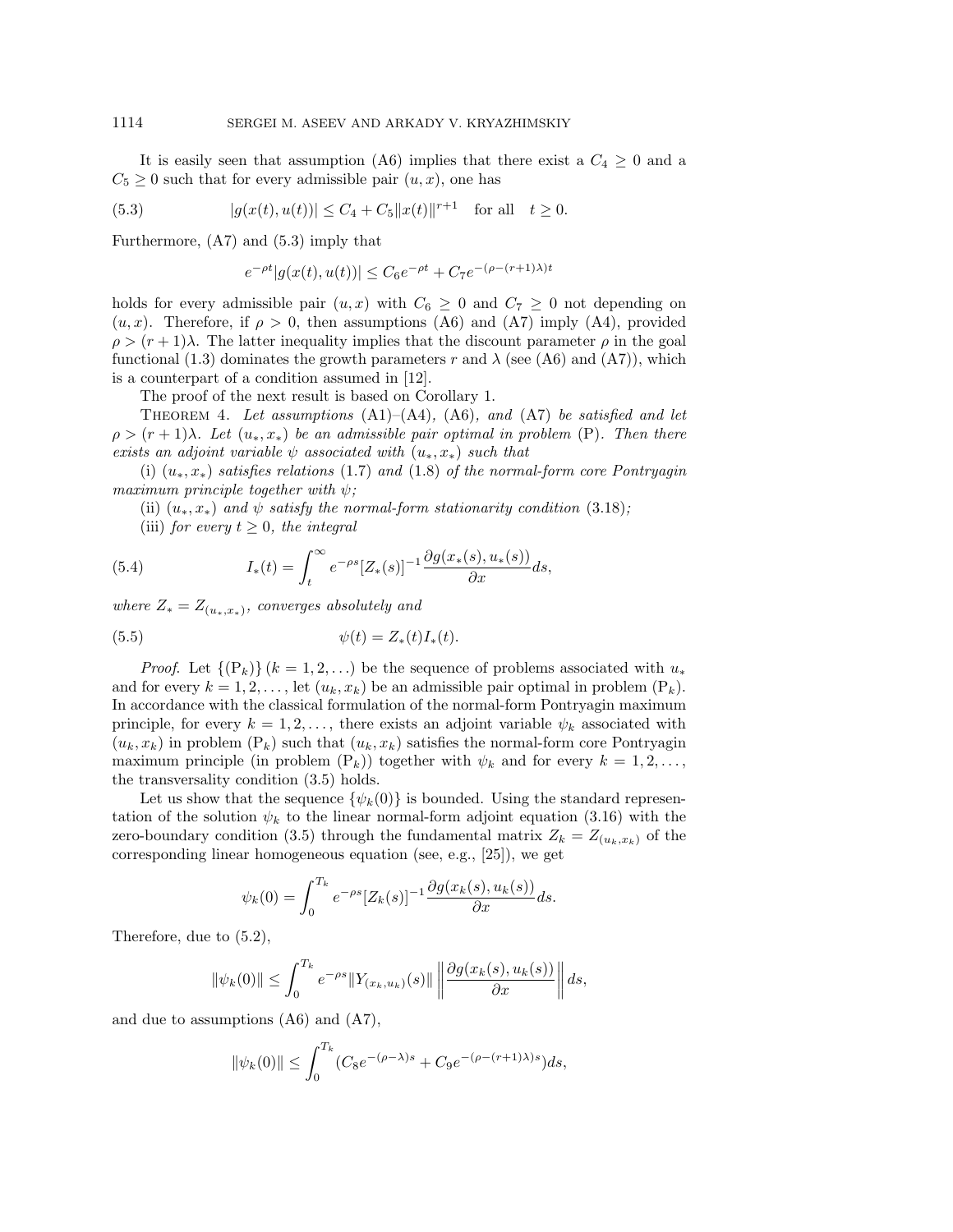It is easily seen that assumption (A6) implies that there exist a $C_4 \geq 0$ and a $C_5 \geq 0$ such that for every admissible pair $(u, x)$, one has

$$|g(x(t), u(t))| \leq C_4 + C_5 \|x(t)\|^{r+1} \quad \text{for all} \quad t \geq 0. \tag{5.3}$$

Furthermore, (A7) and (5.3) imply that

$$e^{-\rho t}|g(x(t), u(t))| \leq C_6 e^{-\rho t} + C_7 e^{-(\rho-(r+1)\lambda)t}$$

holds for every admissible pair $(u, x)$ with $C_6 \geq 0$ and $C_7 \geq 0$ not depending on $(u, x)$. Therefore, if $\rho > 0$, then assumptions (A6) and (A7) imply (A4), provided $\rho > (r + 1)\lambda$. The latter inequality implies that the discount parameter $\rho$ in the goal functional (1.3) dominates the growth parameters $r$ and $\lambda$ (see (A6) and (A7)), which is a counterpart of a condition assumed in [12].

The proof of the next result is based on Corollary 1.

Theorem 4. *Let assumptions* (A1)–(A4), (A6), *and* (A7) *be satisfied and let* $\rho > (r + 1)\lambda$. *Let* $(u_*, x_*)$ *be an admissible pair optimal in problem* (P). *Then there exists an adjoint variable* $\psi$ *associated with* $(u_*, x_*)$ *such that*

(i) $(u_*, x_*)$ *satisfies relations* (1.7) *and* (1.8) *of the normal-form core Pontryagin maximum principle together with* $\psi$;

(ii) $(u_*, x_*)$ *and* $\psi$ *satisfy the normal-form stationarity condition* (3.18);

(iii) *for every* $t \geq 0$, *the integral*

$$I_*(t) = \int_t^{\infty} e^{-\rho s}[Z_*(s)]^{-1} \frac{\partial g(x_*(s), u_*(s))}{\partial x} ds, \tag{5.4}$$

*where* $Z_* = Z_{(u_*, x_*)}$, *converges absolutely and*

$$\psi(t) = Z_*(t) I_*(t). \tag{5.5}$$

*Proof.* Let $\{(\mathrm{P}_k)\}$ $(k = 1, 2, \ldots)$ be the sequence of problems associated with $u_*$ and for every $k = 1, 2, \ldots$, let $(u_k, x_k)$ be an admissible pair optimal in problem $(\mathrm{P}_k)$. In accordance with the classical formulation of the normal-form Pontryagin maximum principle, for every $k = 1, 2, \ldots$, there exists an adjoint variable $\psi_k$ associated with $(u_k, x_k)$ in problem $(\mathrm{P}_k)$ such that $(u_k, x_k)$ satisfies the normal-form core Pontryagin maximum principle (in problem $(\mathrm{P}_k)$) together with $\psi_k$ and for every $k = 1, 2, \ldots$, the transversality condition (3.5) holds.

Let us show that the sequence $\{\psi_k(0)\}$ is bounded. Using the standard representation of the solution $\psi_k$ to the linear normal-form adjoint equation (3.16) with the zero-boundary condition (3.5) through the fundamental matrix $Z_k = Z_{(u_k, x_k)}$ of the corresponding linear homogeneous equation (see, e.g., [25]), we get

$$\psi_k(0) = \int_0^{T_k} e^{-\rho s}[Z_k(s)]^{-1} \frac{\partial g(x_k(s), u_k(s))}{\partial x} ds.$$

Therefore, due to (5.2),

$$\|\psi_k(0)\| \leq \int_0^{T_k} e^{-\rho s} \|Y_{(x_k, u_k)}(s)\| \left\| \frac{\partial g(x_k(s), u_k(s))}{\partial x} \right\| ds,$$

and due to assumptions (A6) and (A7),

$$\|\psi_k(0)\| \leq \int_0^{T_k} (C_8 e^{-(\rho-\lambda)s} + C_9 e^{-(\rho-(r+1)\lambda)s}) ds,$$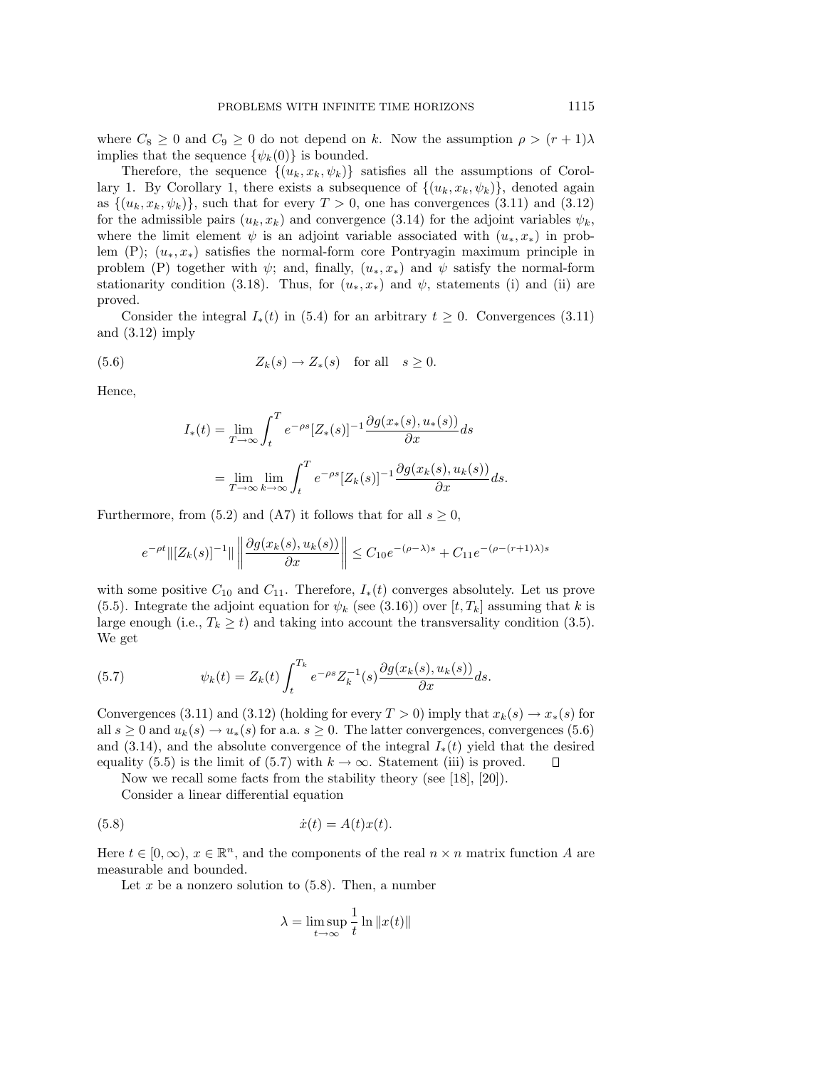where $C_8 \geq 0$ and $C_9 \geq 0$ do not depend on $k$. Now the assumption $\rho > (r+1)\lambda$ implies that the sequence $\{\psi_k(0)\}$ is bounded.

Therefore, the sequence $\{(u_k, x_k, \psi_k)\}$ satisfies all the assumptions of Corollary 1. By Corollary 1, there exists a subsequence of $\{(u_k, x_k, \psi_k)\}$, denoted again as $\{(u_k, x_k, \psi_k)\}$, such that for every $T > 0$, one has convergences (3.11) and (3.12) for the admissible pairs $(u_k, x_k)$ and convergence (3.14) for the adjoint variables $\psi_k$, where the limit element $\psi$ is an adjoint variable associated with $(u_*, x_*)$ in problem (P); $(u_*, x_*)$ satisfies the normal-form core Pontryagin maximum principle in problem (P) together with $\psi$; and, finally, $(u_*, x_*)$ and $\psi$ satisfy the normal-form stationarity condition (3.18). Thus, for $(u_*, x_*)$ and $\psi$, statements (i) and (ii) are proved.

Consider the integral $I_*(t)$ in (5.4) for an arbitrary $t \geq 0$. Convergences (3.11) and (3.12) imply

$$Z_k(s) \to Z_*(s) \quad \text{for all} \quad s \geq 0. \tag{5.6}$$

Hence,

$$I_*(t) = \lim_{T \to \infty} \int_t^T e^{-\rho s} [Z_*(s)]^{-1} \frac{\partial g(x_*(s), u_*(s))}{\partial x} ds$$

$$= \lim_{T \to \infty} \lim_{k \to \infty} \int_t^T e^{-\rho s} [Z_k(s)]^{-1} \frac{\partial g(x_k(s), u_k(s))}{\partial x} ds.$$

Furthermore, from (5.2) and (A7) it follows that for all $s \geq 0$,

$$e^{-\rho t} \|[Z_k(s)]^{-1}\| \left\| \frac{\partial g(x_k(s), u_k(s))}{\partial x} \right\| \leq C_{10} e^{-(\rho - \lambda)s} + C_{11} e^{-(\rho - (r+1)\lambda)s}$$

with some positive $C_{10}$ and $C_{11}$. Therefore, $I_*(t)$ converges absolutely. Let us prove (5.5). Integrate the adjoint equation for $\psi_k$ (see (3.16)) over $[t, T_k]$ assuming that $k$ is large enough (i.e., $T_k \geq t$) and taking into account the transversality condition (3.5). We get

$$\psi_k(t) = Z_k(t) \int_t^{T_k} e^{-\rho s} Z_k^{-1}(s) \frac{\partial g(x_k(s), u_k(s))}{\partial x} ds. \tag{5.7}$$

Convergences (3.11) and (3.12) (holding for every $T > 0$) imply that $x_k(s) \to x_*(s)$ for all $s \geq 0$ and $u_k(s) \to u_*(s)$ for a.a. $s \geq 0$. The latter convergences, convergences (5.6) and (3.14), and the absolute convergence of the integral $I_*(t)$ yield that the desired equality (5.5) is the limit of (5.7) with $k \to \infty$. Statement (iii) is proved. $\square$

Now we recall some facts from the stability theory (see [18], [20]).

Consider a linear differential equation

$$\dot{x}(t) = A(t)x(t). \tag{5.8}$$

Here $t \in [0, \infty)$, $x \in \mathbb{R}^n$, and the components of the real $n \times n$ matrix function $A$ are measurable and bounded.

Let $x$ be a nonzero solution to (5.8). Then, a number

$$\lambda = \limsup_{t \to \infty} \frac{1}{t} \ln \|x(t)\|$$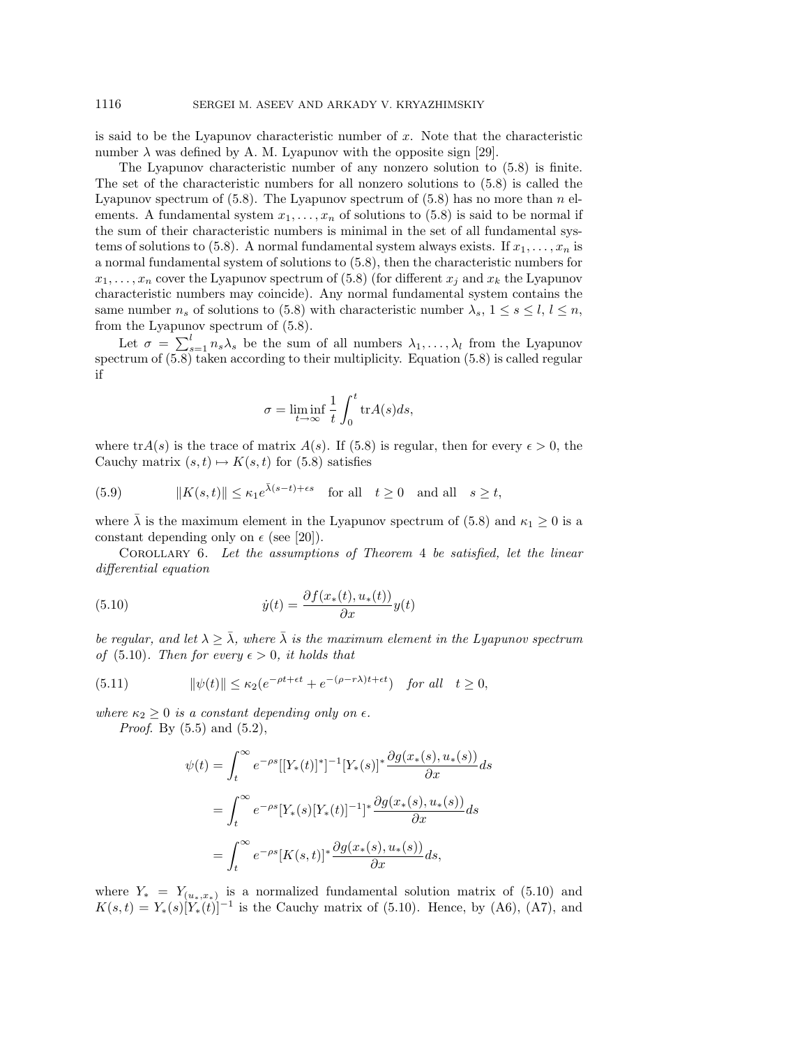is said to be the Lyapunov characteristic number of $x$. Note that the characteristic number $\lambda$ was defined by A. M. Lyapunov with the opposite sign [29].

The Lyapunov characteristic number of any nonzero solution to (5.8) is finite. The set of the characteristic numbers for all nonzero solutions to (5.8) is called the Lyapunov spectrum of (5.8). The Lyapunov spectrum of (5.8) has no more than $n$ elements. A fundamental system $x_1, \ldots, x_n$ of solutions to (5.8) is said to be normal if the sum of their characteristic numbers is minimal in the set of all fundamental systems of solutions to (5.8). A normal fundamental system always exists. If $x_1, \ldots, x_n$ is a normal fundamental system of solutions to (5.8), then the characteristic numbers for $x_1, \ldots, x_n$ cover the Lyapunov spectrum of (5.8) (for different $x_j$ and $x_k$ the Lyapunov characteristic numbers may coincide). Any normal fundamental system contains the same number $n_s$ of solutions to (5.8) with characteristic number $\lambda_s$, $1 \leq s \leq l$, $l \leq n$, from the Lyapunov spectrum of (5.8).

Let $\sigma = \sum_{s=1}^{l} n_s \lambda_s$ be the sum of all numbers $\lambda_1, \ldots, \lambda_l$ from the Lyapunov spectrum of (5.8) taken according to their multiplicity. Equation (5.8) is called regular if

$$\sigma = \liminf_{t \to \infty} \frac{1}{t} \int_0^t \mathrm{tr} A(s) ds,$$

where $\mathrm{tr} A(s)$ is the trace of matrix $A(s)$. If (5.8) is regular, then for every $\epsilon > 0$, the Cauchy matrix $(s,t) \mapsto K(s,t)$ for (5.8) satisfies

$$\|K(s,t)\| \leq \kappa_1 e^{\bar{\lambda}(s-t)+\epsilon s} \quad \text{for all} \quad t \geq 0 \quad \text{and all} \quad s \geq t, \tag{5.9}$$

where $\bar{\lambda}$ is the maximum element in the Lyapunov spectrum of (5.8) and $\kappa_1 \geq 0$ is a constant depending only on $\epsilon$ (see [20]).

Corollary 6. *Let the assumptions of Theorem 4 be satisfied, let the linear differential equation*

$$\dot{y}(t) = \frac{\partial f(x_*(t), u_*(t))}{\partial x} y(t) \tag{5.10}$$

*be regular, and let $\lambda \geq \bar{\lambda}$, where $\bar{\lambda}$ is the maximum element in the Lyapunov spectrum of (5.10). Then for every $\epsilon > 0$, it holds that*

$$\|\psi(t)\| \leq \kappa_2 (e^{-\rho t + \epsilon t} + e^{-(\rho - r\lambda)t + \epsilon t}) \quad \text{for all} \quad t \geq 0, \tag{5.11}$$

*where $\kappa_2 \geq 0$ is a constant depending only on $\epsilon$.*

*Proof.* By (5.5) and (5.2),

$$\begin{aligned}
\psi(t) &= \int_t^\infty e^{-\rho s} [[Y_*(t)]^*]^{-1} [Y_*(s)]^* \frac{\partial g(x_*(s), u_*(s))}{\partial x} ds \\
&= \int_t^\infty e^{-\rho s} [Y_*(s)[Y_*(t)]^{-1}]^* \frac{\partial g(x_*(s), u_*(s))}{\partial x} ds \\
&= \int_t^\infty e^{-\rho s} [K(s,t)]^* \frac{\partial g(x_*(s), u_*(s))}{\partial x} ds,
\end{aligned}$$

where $Y_* = Y_{(u_*, x_*)}$ is a normalized fundamental solution matrix of (5.10) and $K(s,t) = Y_*(s)[Y_*(t)]^{-1}$ is the Cauchy matrix of (5.10). Hence, by (A6), (A7), and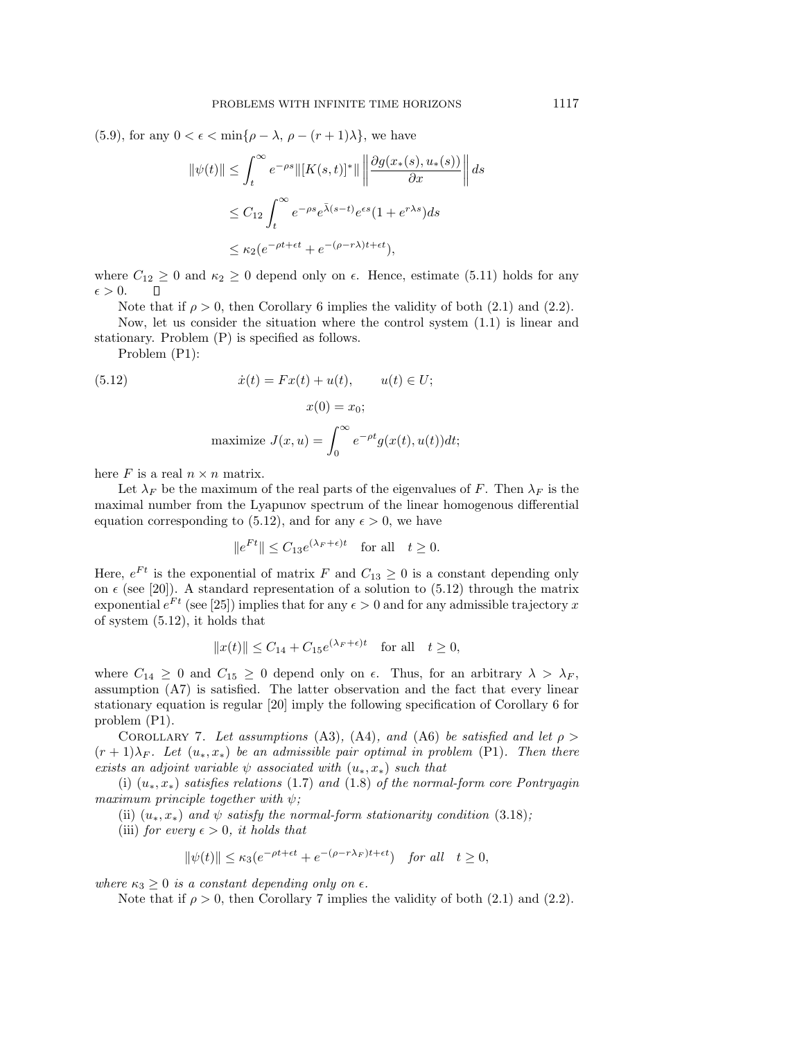(5.9), for any $0 < \epsilon < \min\{\rho - \lambda,\ \rho - (r+1)\lambda\}$, we have

$$
\begin{aligned}
\|\psi(t)\| &\le \int_t^\infty e^{-\rho s}\|[K(s,t)]^*\| \left\| \frac{\partial g(x_*(s), u_*(s))}{\partial x} \right\| ds \\
&\le C_{12} \int_t^\infty e^{-\rho s} e^{\bar{\lambda}(s-t)} e^{\epsilon s}(1 + e^{r\lambda s}) ds \\
&\le \kappa_2 (e^{-\rho t + \epsilon t} + e^{-(\rho - r\lambda)t + \epsilon t}),
\end{aligned}
$$

where $C_{12} \ge 0$ and $\kappa_2 \ge 0$ depend only on $\epsilon$. Hence, estimate (5.11) holds for any $\epsilon > 0$. $\square$

Note that if $\rho > 0$, then Corollary 6 implies the validity of both (2.1) and (2.2).

Now, let us consider the situation where the control system (1.1) is linear and stationary. Problem (P) is specified as follows.

Problem (P1):

$$
\dot{x}(t) = Fx(t) + u(t), \qquad u(t) \in U; \tag{5.12}
$$

$$
x(0) = x_0;
$$

$$
\text{maximize } J(x,u) = \int_0^\infty e^{-\rho t} g(x(t), u(t)) dt;
$$

here $F$ is a real $n \times n$ matrix.

Let $\lambda_F$ be the maximum of the real parts of the eigenvalues of $F$. Then $\lambda_F$ is the maximal number from the Lyapunov spectrum of the linear homogenous differential equation corresponding to (5.12), and for any $\epsilon > 0$, we have

$$
\|e^{Ft}\| \le C_{13} e^{(\lambda_F + \epsilon)t} \quad \text{for all} \quad t \ge 0.
$$

Here, $e^{Ft}$ is the exponential of matrix $F$ and $C_{13} \ge 0$ is a constant depending only on $\epsilon$ (see [20]). A standard representation of a solution to (5.12) through the matrix exponential $e^{Ft}$ (see [25]) implies that for any $\epsilon > 0$ and for any admissible trajectory $x$ of system (5.12), it holds that

$$
\|x(t)\| \le C_{14} + C_{15} e^{(\lambda_F + \epsilon)t} \quad \text{for all} \quad t \ge 0,
$$

where $C_{14} \ge 0$ and $C_{15} \ge 0$ depend only on $\epsilon$. Thus, for an arbitrary $\lambda > \lambda_F$, assumption (A7) is satisfied. The latter observation and the fact that every linear stationary equation is regular [20] imply the following specification of Corollary 6 for problem (P1).

Corollary 7. *Let assumptions* (A3), (A4), *and* (A6) *be satisfied and let* $\rho > (r+1)\lambda_F$. *Let* $(u_*, x_*)$ *be an admissible pair optimal in problem* (P1). *Then there exists an adjoint variable* $\psi$ *associated with* $(u_*, x_*)$ *such that*

(i) $(u_*, x_*)$ *satisfies relations* (1.7) *and* (1.8) *of the normal-form core Pontryagin maximum principle together with* $\psi$;

(ii) $(u_*, x_*)$ *and* $\psi$ *satisfy the normal-form stationarity condition* (3.18);

(iii) *for every* $\epsilon > 0$, *it holds that*

$$
\|\psi(t)\| \le \kappa_3 (e^{-\rho t + \epsilon t} + e^{-(\rho - r\lambda_F)t + \epsilon t}) \quad \text{for all} \quad t \ge 0,
$$

*where* $\kappa_3 \ge 0$ *is a constant depending only on* $\epsilon$.

Note that if $\rho > 0$, then Corollary 7 implies the validity of both (2.1) and (2.2).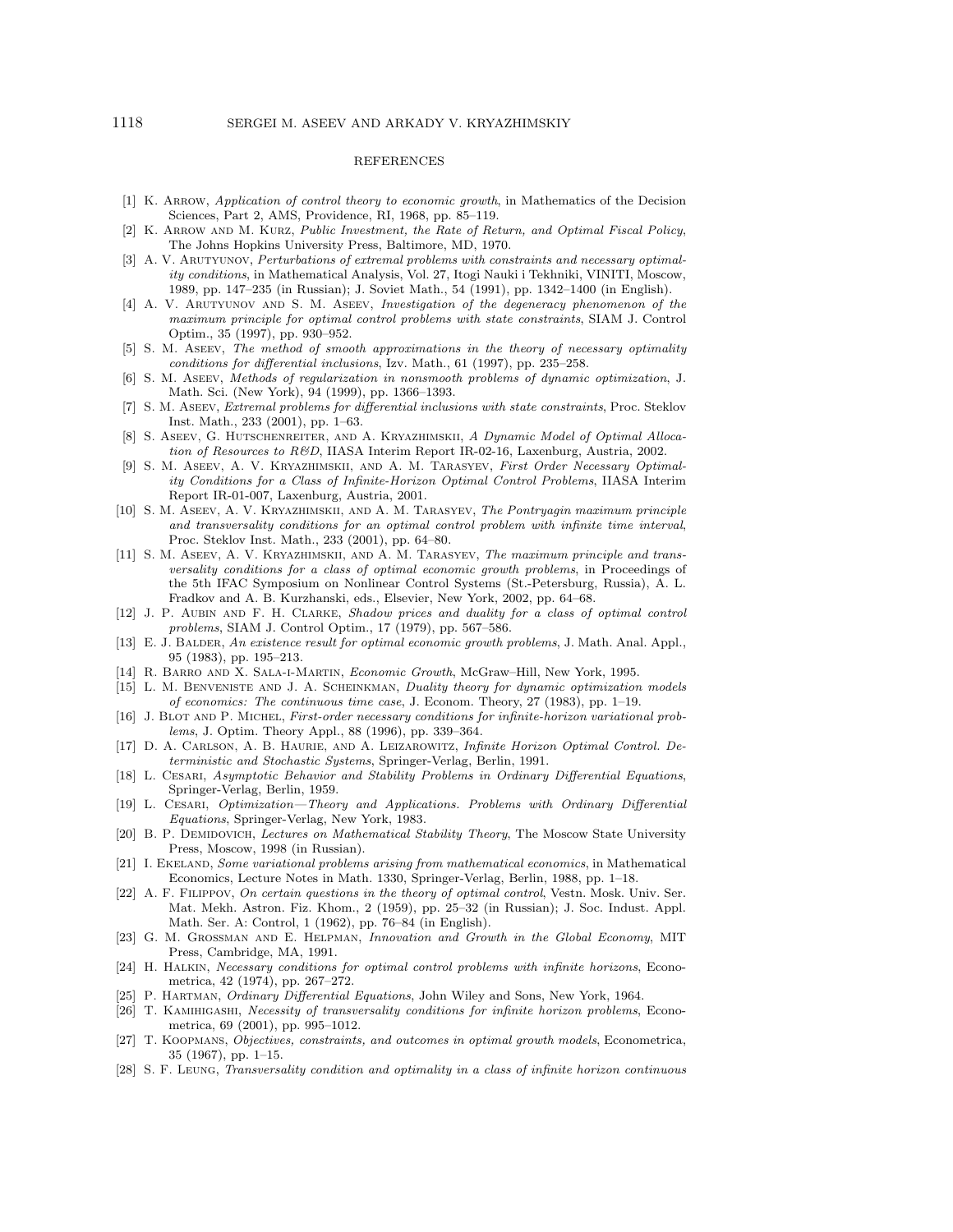REFERENCES

[1] K. Arrow, *Application of control theory to economic growth*, in Mathematics of the Decision Sciences, Part 2, AMS, Providence, RI, 1968, pp. 85–119.

[2] K. Arrow and M. Kurz, *Public Investment, the Rate of Return, and Optimal Fiscal Policy*, The Johns Hopkins University Press, Baltimore, MD, 1970.

[3] A. V. Arutyunov, *Perturbations of extremal problems with constraints and necessary optimality conditions*, in Mathematical Analysis, Vol. 27, Itogi Nauki i Tekhniki, VINITI, Moscow, 1989, pp. 147–235 (in Russian); J. Soviet Math., 54 (1991), pp. 1342–1400 (in English).

[4] A. V. Arutyunov and S. M. Aseev, *Investigation of the degeneracy phenomenon of the maximum principle for optimal control problems with state constraints*, SIAM J. Control Optim., 35 (1997), pp. 930–952.

[5] S. M. Aseev, *The method of smooth approximations in the theory of necessary optimality conditions for differential inclusions*, Izv. Math., 61 (1997), pp. 235–258.

[6] S. M. Aseev, *Methods of regularization in nonsmooth problems of dynamic optimization*, J. Math. Sci. (New York), 94 (1999), pp. 1366–1393.

[7] S. M. Aseev, *Extremal problems for differential inclusions with state constraints*, Proc. Steklov Inst. Math., 233 (2001), pp. 1–63.

[8] S. Aseev, G. Hutschenreiter, and A. Kryazhimskii, *A Dynamic Model of Optimal Allocation of Resources to R&D*, IIASA Interim Report IR-02-16, Laxenburg, Austria, 2002.

[9] S. M. Aseev, A. V. Kryazhimskii, and A. M. Tarasyev, *First Order Necessary Optimality Conditions for a Class of Infinite-Horizon Optimal Control Problems*, IIASA Interim Report IR-01-007, Laxenburg, Austria, 2001.

[10] S. M. Aseev, A. V. Kryazhimskii, and A. M. Tarasyev, *The Pontryagin maximum principle and transversality conditions for an optimal control problem with infinite time interval*, Proc. Steklov Inst. Math., 233 (2001), pp. 64–80.

[11] S. M. Aseev, A. V. Kryazhimskii, and A. M. Tarasyev, *The maximum principle and transversality conditions for a class of optimal economic growth problems*, in Proceedings of the 5th IFAC Symposium on Nonlinear Control Systems (St.-Petersburg, Russia), A. L. Fradkov and A. B. Kurzhanski, eds., Elsevier, New York, 2002, pp. 64–68.

[12] J. P. Aubin and F. H. Clarke, *Shadow prices and duality for a class of optimal control problems*, SIAM J. Control Optim., 17 (1979), pp. 567–586.

[13] E. J. Balder, *An existence result for optimal economic growth problems*, J. Math. Anal. Appl., 95 (1983), pp. 195–213.

[14] R. Barro and X. Sala-i-Martin, *Economic Growth*, McGraw–Hill, New York, 1995.

[15] L. M. Benveniste and J. A. Scheinkman, *Duality theory for dynamic optimization models of economics: The continuous time case*, J. Econom. Theory, 27 (1983), pp. 1–19.

[16] J. Blot and P. Michel, *First-order necessary conditions for infinite-horizon variational problems*, J. Optim. Theory Appl., 88 (1996), pp. 339–364.

[17] D. A. Carlson, A. B. Haurie, and A. Leizarowitz, *Infinite Horizon Optimal Control. Deterministic and Stochastic Systems*, Springer-Verlag, Berlin, 1991.

[18] L. Cesari, *Asymptotic Behavior and Stability Problems in Ordinary Differential Equations*, Springer-Verlag, Berlin, 1959.

[19] L. Cesari, *Optimization—Theory and Applications. Problems with Ordinary Differential Equations*, Springer-Verlag, New York, 1983.

[20] B. P. Demidovich, *Lectures on Mathematical Stability Theory*, The Moscow State University Press, Moscow, 1998 (in Russian).

[21] I. Ekeland, *Some variational problems arising from mathematical economics*, in Mathematical Economics, Lecture Notes in Math. 1330, Springer-Verlag, Berlin, 1988, pp. 1–18.

[22] A. F. Filippov, *On certain questions in the theory of optimal control*, Vestn. Mosk. Univ. Ser. Mat. Mekh. Astron. Fiz. Khom., 2 (1959), pp. 25–32 (in Russian); J. Soc. Indust. Appl. Math. Ser. A: Control, 1 (1962), pp. 76–84 (in English).

[23] G. M. Grossman and E. Helpman, *Innovation and Growth in the Global Economy*, MIT Press, Cambridge, MA, 1991.

[24] H. Halkin, *Necessary conditions for optimal control problems with infinite horizons*, Econometrica, 42 (1974), pp. 267–272.

[25] P. Hartman, *Ordinary Differential Equations*, John Wiley and Sons, New York, 1964.

[26] T. Kamihigashi, *Necessity of transversality conditions for infinite horizon problems*, Econometrica, 69 (2001), pp. 995–1012.

[27] T. Koopmans, *Objectives, constraints, and outcomes in optimal growth models*, Econometrica, 35 (1967), pp. 1–15.

[28] S. F. Leung, *Transversality condition and optimality in a class of infinite horizon continuous*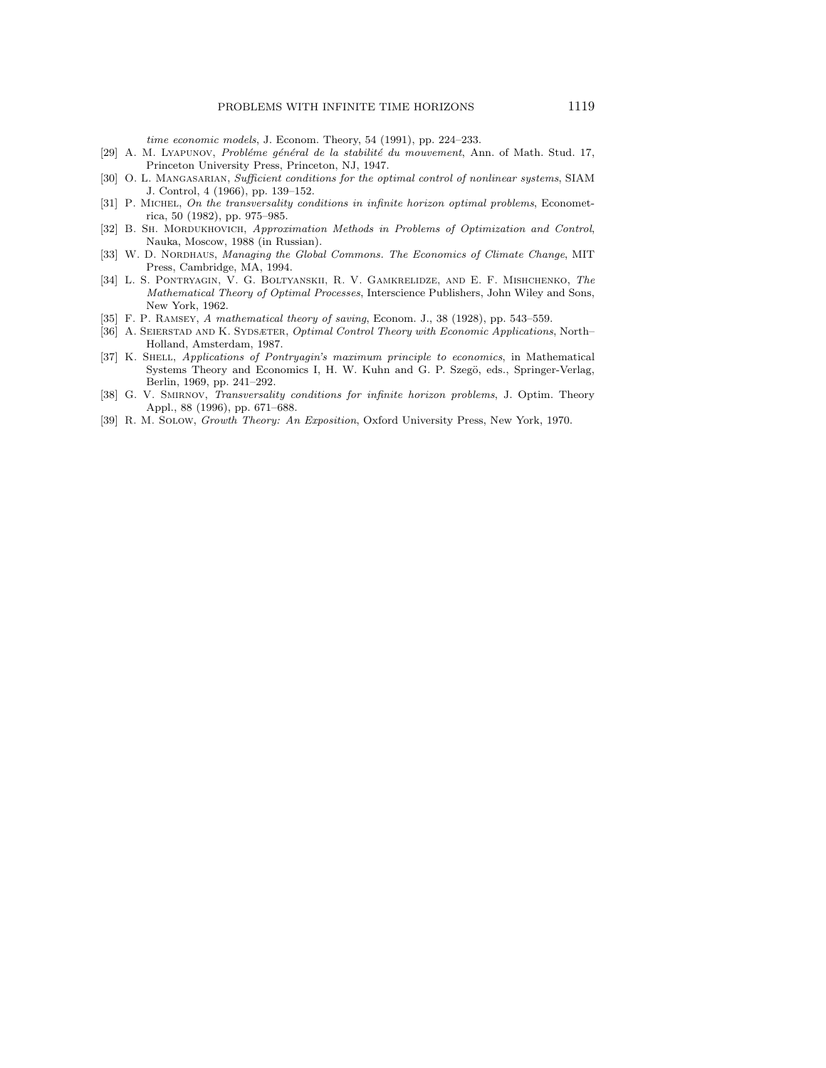*time economic models*, J. Econom. Theory, 54 (1991), pp. 224–233.

[29] A. M. Lyapunov, *Probléme général de la stabilité du mouvement*, Ann. of Math. Stud. 17, Princeton University Press, Princeton, NJ, 1947.

[30] O. L. Mangasarian, *Sufficient conditions for the optimal control of nonlinear systems*, SIAM J. Control, 4 (1966), pp. 139–152.

[31] P. Michel, *On the transversality conditions in infinite horizon optimal problems*, Econometrica, 50 (1982), pp. 975–985.

[32] B. Sh. Mordukhovich, *Approximation Methods in Problems of Optimization and Control*, Nauka, Moscow, 1988 (in Russian).

[33] W. D. Nordhaus, *Managing the Global Commons. The Economics of Climate Change*, MIT Press, Cambridge, MA, 1994.

[34] L. S. Pontryagin, V. G. Boltyanskii, R. V. Gamkrelidze, and E. F. Mishchenko, *The Mathematical Theory of Optimal Processes*, Interscience Publishers, John Wiley and Sons, New York, 1962.

[35] F. P. Ramsey, *A mathematical theory of saving*, Econom. J., 38 (1928), pp. 543–559.

[36] A. Seierstad and K. Sydsæter, *Optimal Control Theory with Economic Applications*, North–Holland, Amsterdam, 1987.

[37] K. Shell, *Applications of Pontryagin's maximum principle to economics*, in Mathematical Systems Theory and Economics I, H. W. Kuhn and G. P. Szegö, eds., Springer-Verlag, Berlin, 1969, pp. 241–292.

[38] G. V. Smirnov, *Transversality conditions for infinite horizon problems*, J. Optim. Theory Appl., 88 (1996), pp. 671–688.

[39] R. M. Solow, *Growth Theory: An Exposition*, Oxford University Press, New York, 1970.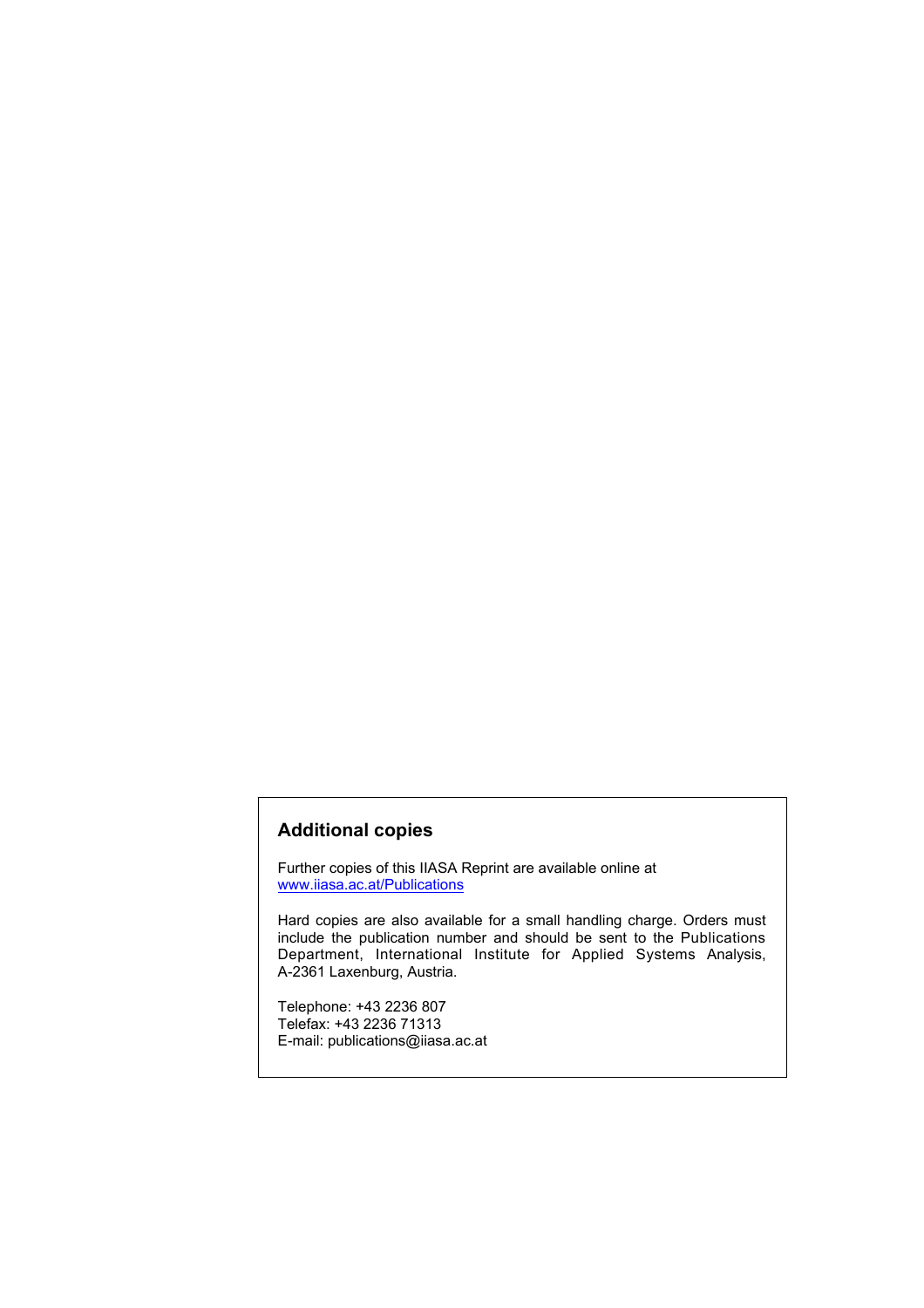## Additional copies

Further copies of this IIASA Reprint are available online at
www.iiasa.ac.at/Publications

Hard copies are also available for a small handling charge. Orders must include the publication number and should be sent to the Publications Department, International Institute for Applied Systems Analysis, A-2361 Laxenburg, Austria.

Telephone: +43 2236 807
Telefax: +43 2236 71313
E-mail: publications@iiasa.ac.at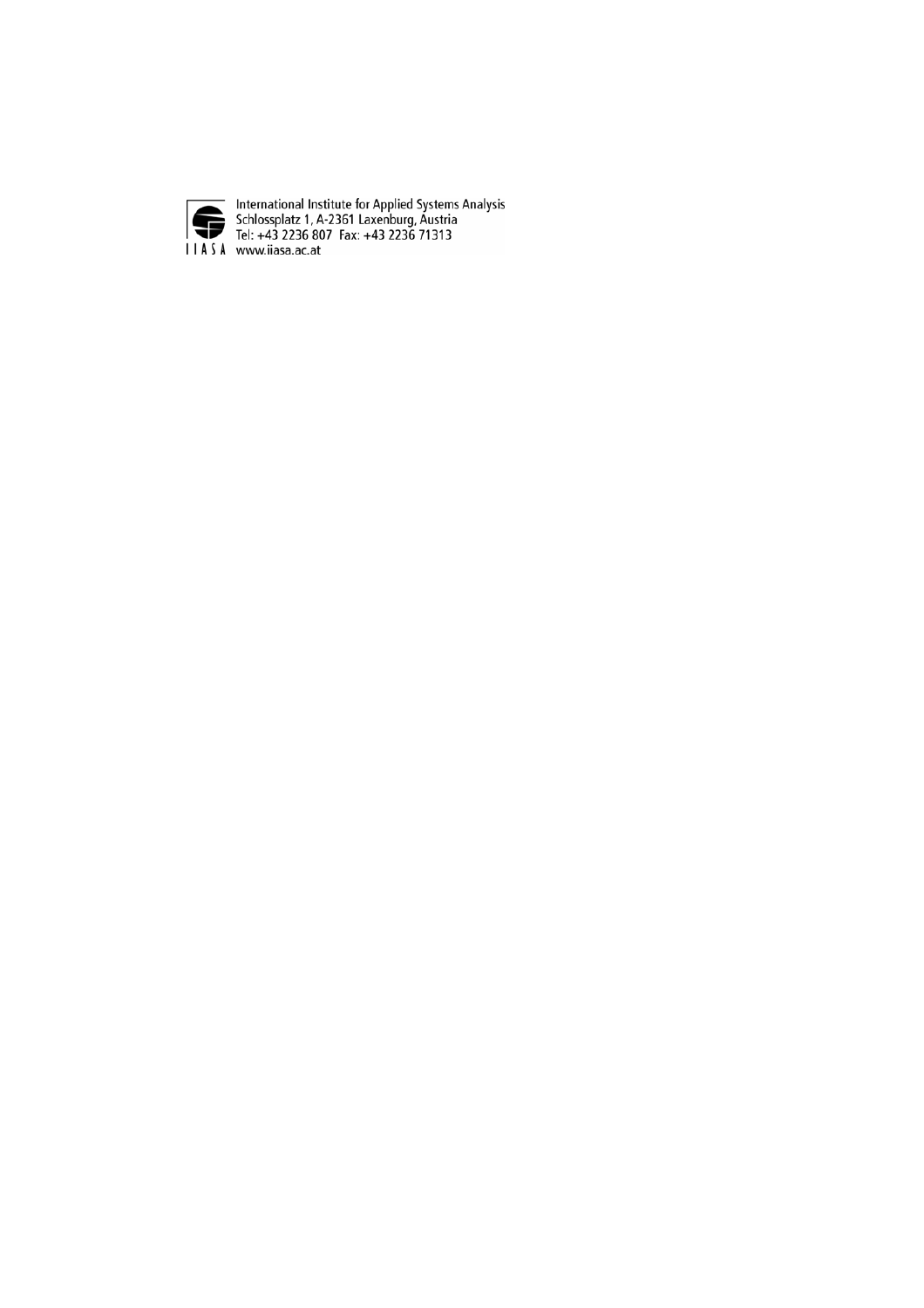IIASA

International Institute for Applied Systems Analysis
Schlossplatz 1, A-2361 Laxenburg, Austria
Tel: +43 2236 807 Fax: +43 2236 71313
www.iiasa.ac.at